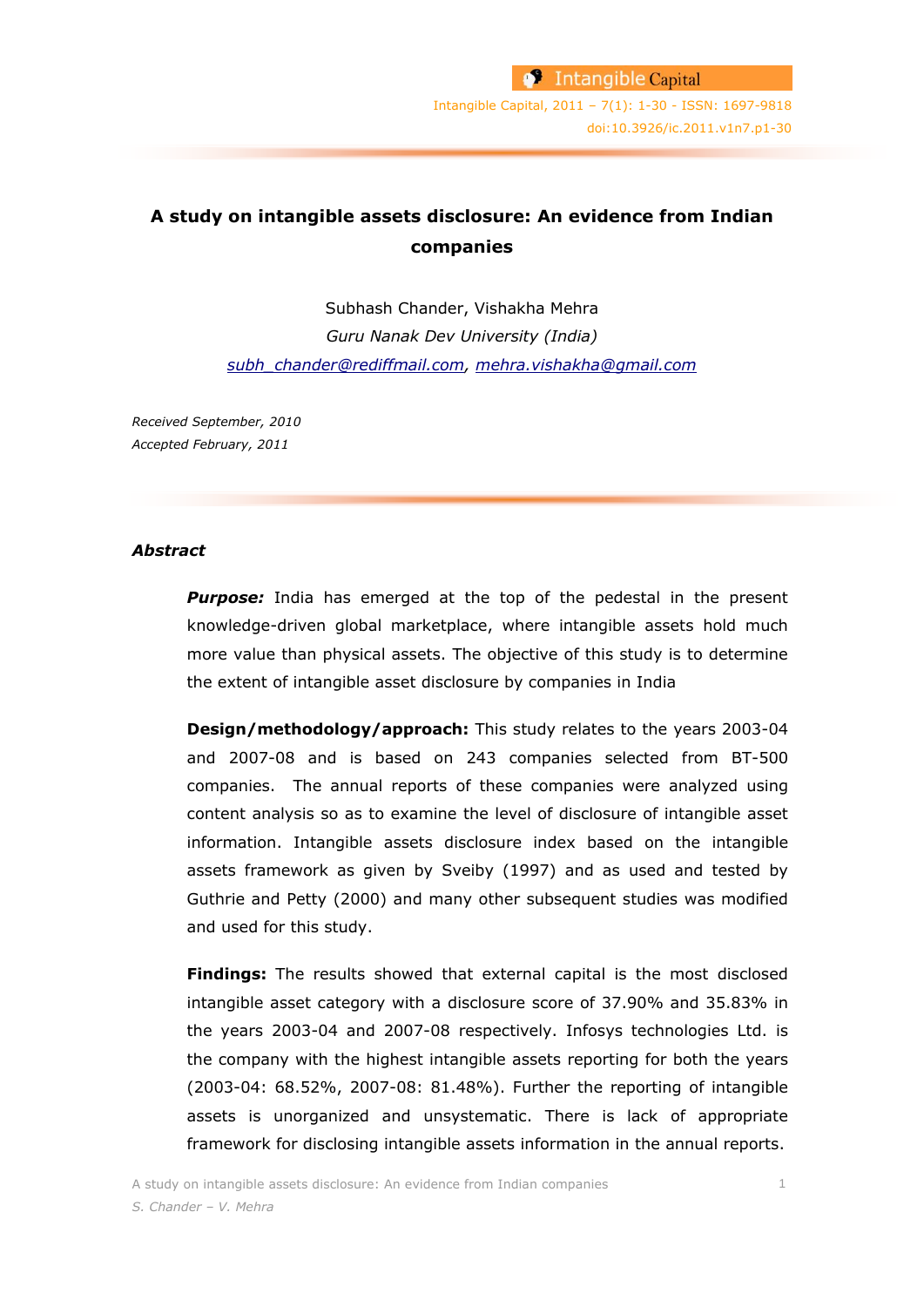# A study on intangible assets disclosure: An evidence from Indian companies

Subhash Chander, Vishakha Mehra

*Guru Nanak Dev University (India)*

subh_chander@rediffmail.com, mehra.vishakha@gmail.com

*Received September, 2010*

*Accepted February, 2011*

## *Abstract*

***Purpose:*** India has emerged at the top of the pedestal in the present knowledge-driven global marketplace, where intangible assets hold much more value than physical assets. The objective of this study is to determine the extent of intangible asset disclosure by companies in India

**Design/methodology/approach:** This study relates to the years 2003-04 and 2007-08 and is based on 243 companies selected from BT-500 companies. The annual reports of these companies were analyzed using content analysis so as to examine the level of disclosure of intangible asset information. Intangible assets disclosure index based on the intangible assets framework as given by Sveiby (1997) and as used and tested by Guthrie and Petty (2000) and many other subsequent studies was modified and used for this study.

**Findings:** The results showed that external capital is the most disclosed intangible asset category with a disclosure score of 37.90% and 35.83% in the years 2003-04 and 2007-08 respectively. Infosys technologies Ltd. is the company with the highest intangible assets reporting for both the years (2003-04: 68.52%, 2007-08: 81.48%). Further the reporting of intangible assets is unorganized and unsystematic. There is lack of appropriate framework for disclosing intangible assets information in the annual reports.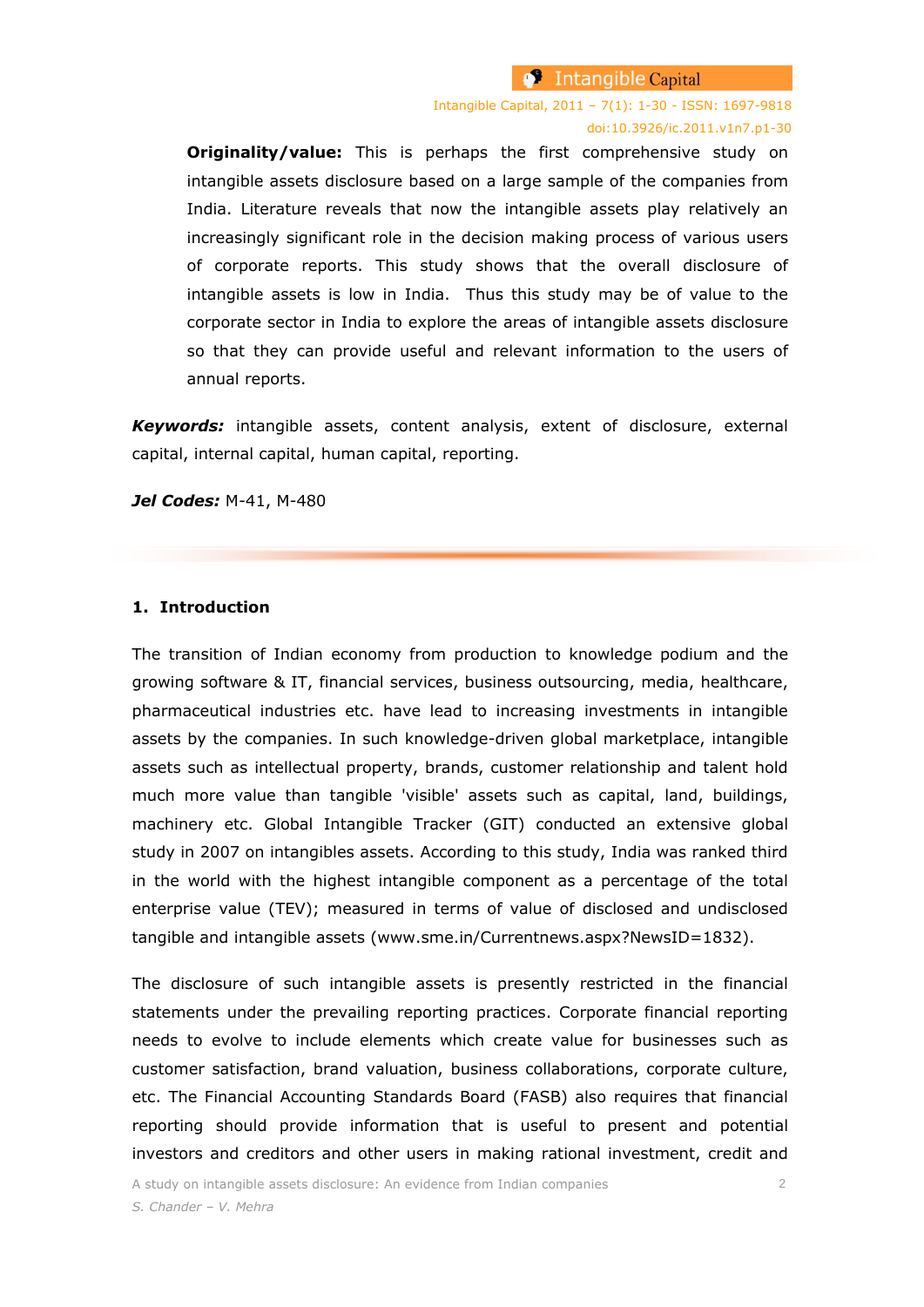**Originality/value:** This is perhaps the first comprehensive study on intangible assets disclosure based on a large sample of the companies from India. Literature reveals that now the intangible assets play relatively an increasingly significant role in the decision making process of various users of corporate reports. This study shows that the overall disclosure of intangible assets is low in India. Thus this study may be of value to the corporate sector in India to explore the areas of intangible assets disclosure so that they can provide useful and relevant information to the users of annual reports.

***Keywords:*** intangible assets, content analysis, extent of disclosure, external capital, internal capital, human capital, reporting.

***Jel Codes:*** M-41, M-480

## 1. Introduction

The transition of Indian economy from production to knowledge podium and the growing software & IT, financial services, business outsourcing, media, healthcare, pharmaceutical industries etc. have lead to increasing investments in intangible assets by the companies. In such knowledge-driven global marketplace, intangible assets such as intellectual property, brands, customer relationship and talent hold much more value than tangible 'visible' assets such as capital, land, buildings, machinery etc. Global Intangible Tracker (GIT) conducted an extensive global study in 2007 on intangibles assets. According to this study, India was ranked third in the world with the highest intangible component as a percentage of the total enterprise value (TEV); measured in terms of value of disclosed and undisclosed tangible and intangible assets (www.sme.in/Currentnews.aspx?NewsID=1832).

The disclosure of such intangible assets is presently restricted in the financial statements under the prevailing reporting practices. Corporate financial reporting needs to evolve to include elements which create value for businesses such as customer satisfaction, brand valuation, business collaborations, corporate culture, etc. The Financial Accounting Standards Board (FASB) also requires that financial reporting should provide information that is useful to present and potential investors and creditors and other users in making rational investment, credit and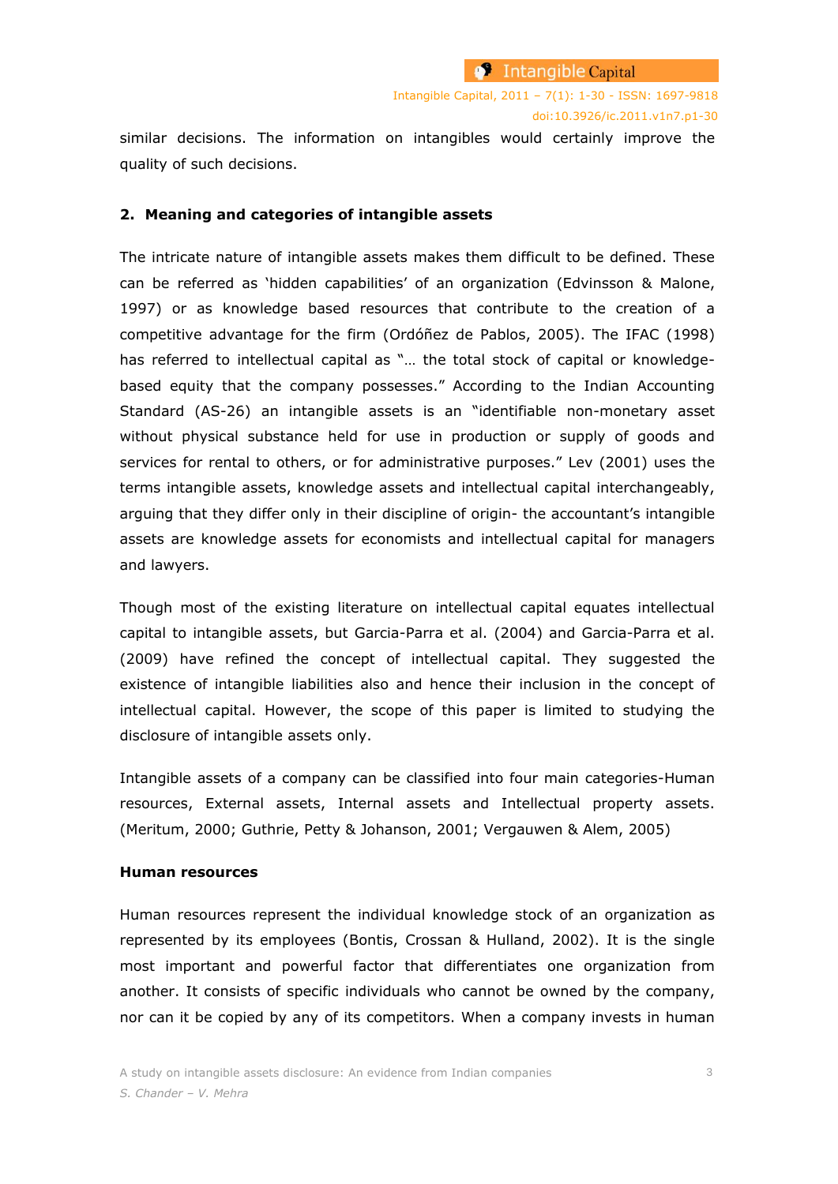similar decisions. The information on intangibles would certainly improve the quality of such decisions.

## 2. Meaning and categories of intangible assets

The intricate nature of intangible assets makes them difficult to be defined. These can be referred as 'hidden capabilities' of an organization (Edvinsson & Malone, 1997) or as knowledge based resources that contribute to the creation of a competitive advantage for the firm (Ordóñez de Pablos, 2005). The IFAC (1998) has referred to intellectual capital as "… the total stock of capital or knowledge-based equity that the company possesses." According to the Indian Accounting Standard (AS-26) an intangible assets is an "identifiable non-monetary asset without physical substance held for use in production or supply of goods and services for rental to others, or for administrative purposes." Lev (2001) uses the terms intangible assets, knowledge assets and intellectual capital interchangeably, arguing that they differ only in their discipline of origin- the accountant's intangible assets are knowledge assets for economists and intellectual capital for managers and lawyers.

Though most of the existing literature on intellectual capital equates intellectual capital to intangible assets, but Garcia-Parra et al. (2004) and Garcia-Parra et al. (2009) have refined the concept of intellectual capital. They suggested the existence of intangible liabilities also and hence their inclusion in the concept of intellectual capital. However, the scope of this paper is limited to studying the disclosure of intangible assets only.

Intangible assets of a company can be classified into four main categories-Human resources, External assets, Internal assets and Intellectual property assets. (Meritum, 2000; Guthrie, Petty & Johanson, 2001; Vergauwen & Alem, 2005)

**Human resources**

Human resources represent the individual knowledge stock of an organization as represented by its employees (Bontis, Crossan & Hulland, 2002). It is the single most important and powerful factor that differentiates one organization from another. It consists of specific individuals who cannot be owned by the company, nor can it be copied by any of its competitors. When a company invests in human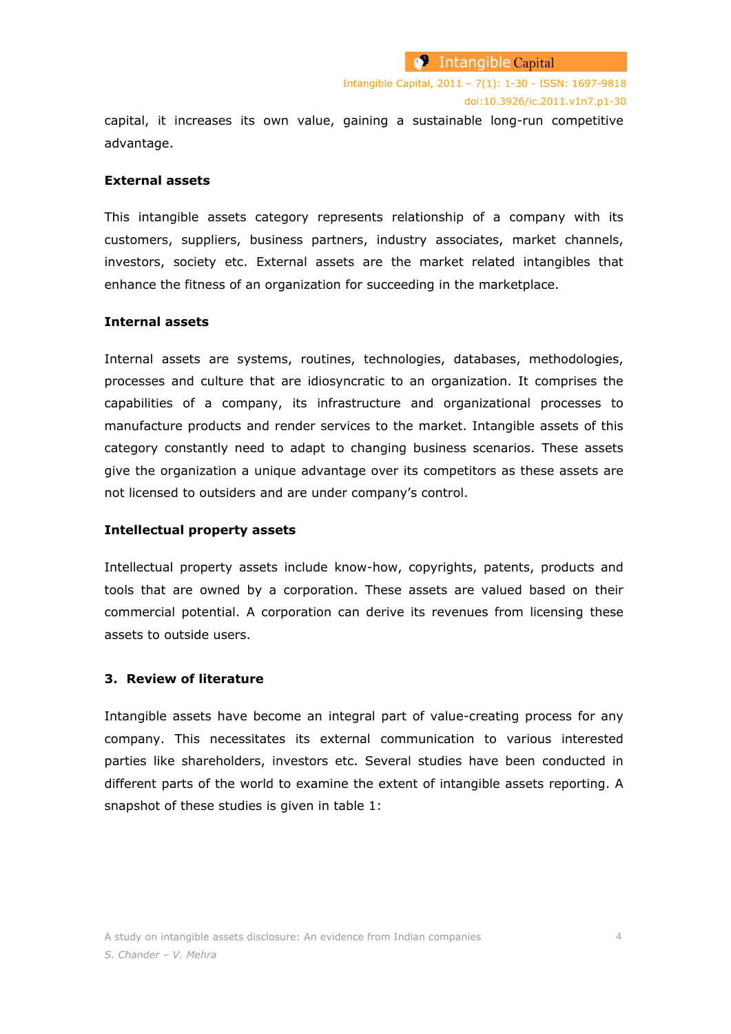capital, it increases its own value, gaining a sustainable long-run competitive advantage.

**External assets**

This intangible assets category represents relationship of a company with its customers, suppliers, business partners, industry associates, market channels, investors, society etc. External assets are the market related intangibles that enhance the fitness of an organization for succeeding in the marketplace.

**Internal assets**

Internal assets are systems, routines, technologies, databases, methodologies, processes and culture that are idiosyncratic to an organization. It comprises the capabilities of a company, its infrastructure and organizational processes to manufacture products and render services to the market. Intangible assets of this category constantly need to adapt to changing business scenarios. These assets give the organization a unique advantage over its competitors as these assets are not licensed to outsiders and are under company's control.

**Intellectual property assets**

Intellectual property assets include know-how, copyrights, patents, products and tools that are owned by a corporation. These assets are valued based on their commercial potential. A corporation can derive its revenues from licensing these assets to outside users.

## 3. Review of literature

Intangible assets have become an integral part of value-creating process for any company. This necessitates its external communication to various interested parties like shareholders, investors etc. Several studies have been conducted in different parts of the world to examine the extent of intangible assets reporting. A snapshot of these studies is given in table 1: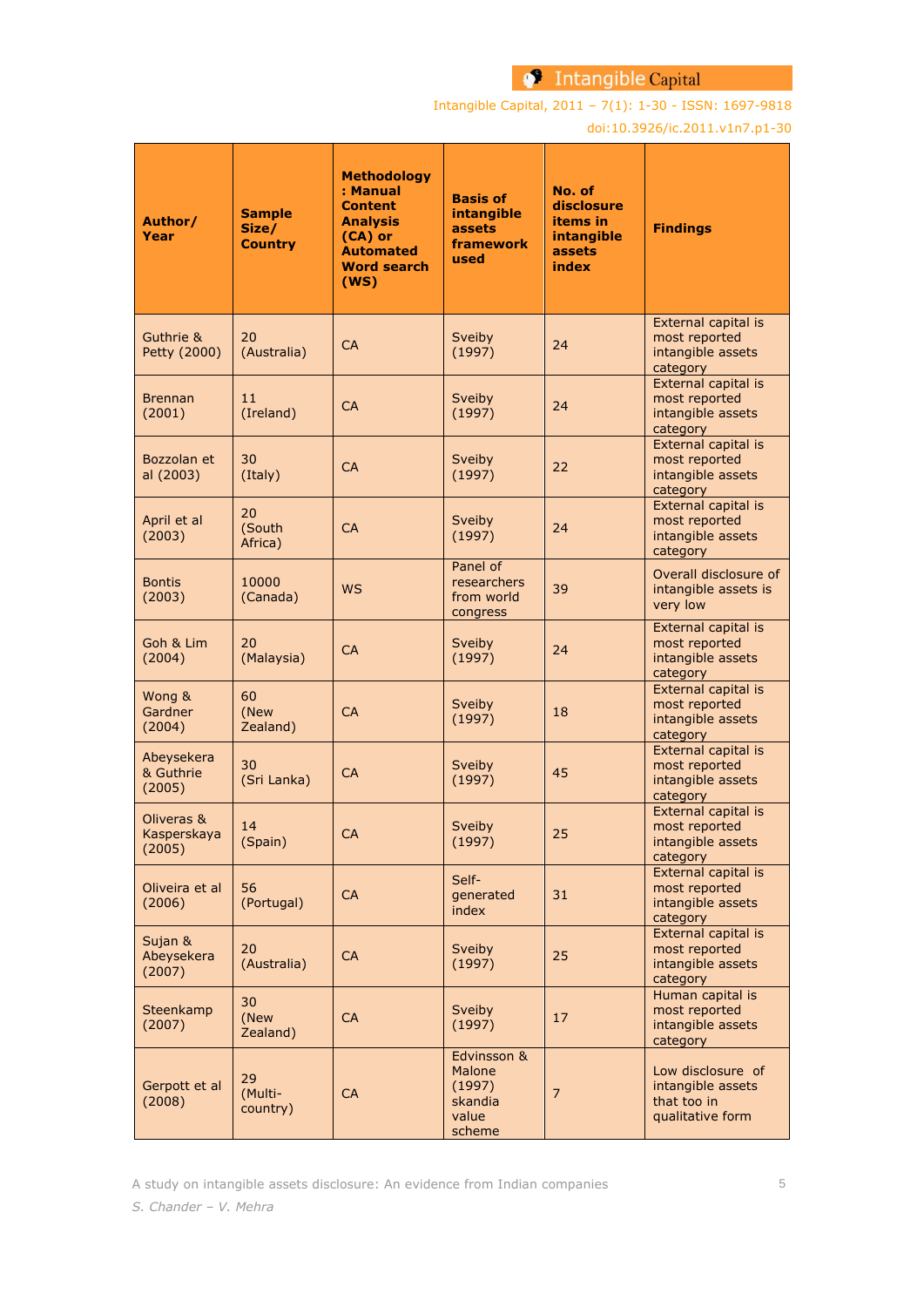| Author/ Year | Sample Size/ Country | Methodology: Manual Content Analysis (CA) or Automated Word search (WS) | Basis of intangible assets framework used | No. of disclosure items in intangible assets index | Findings |
|---|---|---|---|---|---|
| Guthrie & Petty (2000) | 20 (Australia) | CA | Sveiby (1997) | 24 | External capital is most reported intangible assets category |
| Brennan (2001) | 11 (Ireland) | CA | Sveiby (1997) | 24 | External capital is most reported intangible assets category |
| Bozzolan et al (2003) | 30 (Italy) | CA | Sveiby (1997) | 22 | External capital is most reported intangible assets category |
| April et al (2003) | 20 (South Africa) | CA | Sveiby (1997) | 24 | External capital is most reported intangible assets category |
| Bontis (2003) | 10000 (Canada) | WS | Panel of researchers from world congress | 39 | Overall disclosure of intangible assets is very low |
| Goh & Lim (2004) | 20 (Malaysia) | CA | Sveiby (1997) | 24 | External capital is most reported intangible assets category |
| Wong & Gardner (2004) | 60 (New Zealand) | CA | Sveiby (1997) | 18 | External capital is most reported intangible assets category |
| Abeysekera & Guthrie (2005) | 30 (Sri Lanka) | CA | Sveiby (1997) | 45 | External capital is most reported intangible assets category |
| Oliveras & Kasperskaya (2005) | 14 (Spain) | CA | Sveiby (1997) | 25 | External capital is most reported intangible assets category |
| Oliveira et al (2006) | 56 (Portugal) | CA | Self-generated index | 31 | External capital is most reported intangible assets category |
| Sujan & Abeysekera (2007) | 20 (Australia) | CA | Sveiby (1997) | 25 | External capital is most reported intangible assets category |
| Steenkamp (2007) | 30 (New Zealand) | CA | Sveiby (1997) | 17 | Human capital is most reported intangible assets category |
| Gerpott et al (2008) | 29 (Multi-country) | CA | Edvinsson & Malone (1997) skandia value scheme | 7 | Low disclosure of intangible assets that too in qualitative form |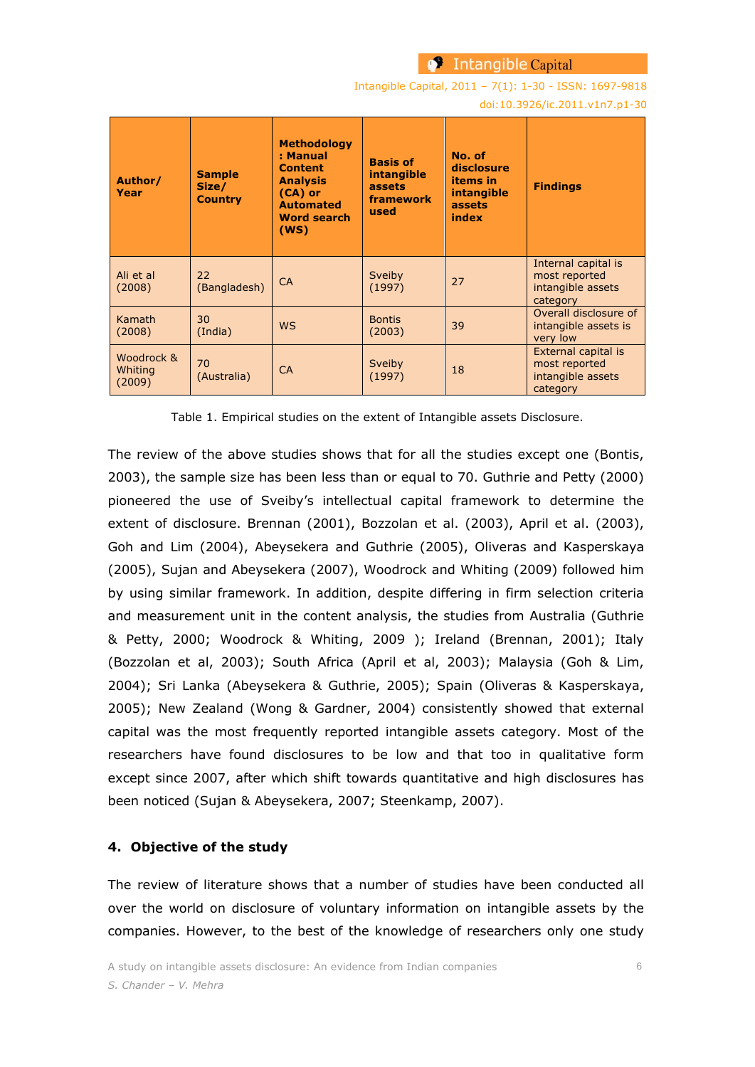| Author/ Year | Sample Size/ Country | Methodology : Manual Content Analysis (CA) or Automated Word search (WS) | Basis of intangible assets framework used | No. of disclosure items in intangible assets index | Findings |
|---|---|---|---|---|---|
| Ali et al (2008) | 22 (Bangladesh) | CA | Sveiby (1997) | 27 | Internal capital is most reported intangible assets category |
| Kamath (2008) | 30 (India) | WS | Bontis (2003) | 39 | Overall disclosure of intangible assets is very low |
| Woodrock & Whiting (2009) | 70 (Australia) | CA | Sveiby (1997) | 18 | External capital is most reported intangible assets category |

Table 1. Empirical studies on the extent of Intangible assets Disclosure.

The review of the above studies shows that for all the studies except one (Bontis, 2003), the sample size has been less than or equal to 70. Guthrie and Petty (2000) pioneered the use of Sveiby's intellectual capital framework to determine the extent of disclosure. Brennan (2001), Bozzolan et al. (2003), April et al. (2003), Goh and Lim (2004), Abeysekera and Guthrie (2005), Oliveras and Kasperskaya (2005), Sujan and Abeysekera (2007), Woodrock and Whiting (2009) followed him by using similar framework. In addition, despite differing in firm selection criteria and measurement unit in the content analysis, the studies from Australia (Guthrie & Petty, 2000; Woodrock & Whiting, 2009 ); Ireland (Brennan, 2001); Italy (Bozzolan et al, 2003); South Africa (April et al, 2003); Malaysia (Goh & Lim, 2004); Sri Lanka (Abeysekera & Guthrie, 2005); Spain (Oliveras & Kasperskaya, 2005); New Zealand (Wong & Gardner, 2004) consistently showed that external capital was the most frequently reported intangible assets category. Most of the researchers have found disclosures to be low and that too in qualitative form except since 2007, after which shift towards quantitative and high disclosures has been noticed (Sujan & Abeysekera, 2007; Steenkamp, 2007).

## 4. Objective of the study

The review of literature shows that a number of studies have been conducted all over the world on disclosure of voluntary information on intangible assets by the companies. However, to the best of the knowledge of researchers only one study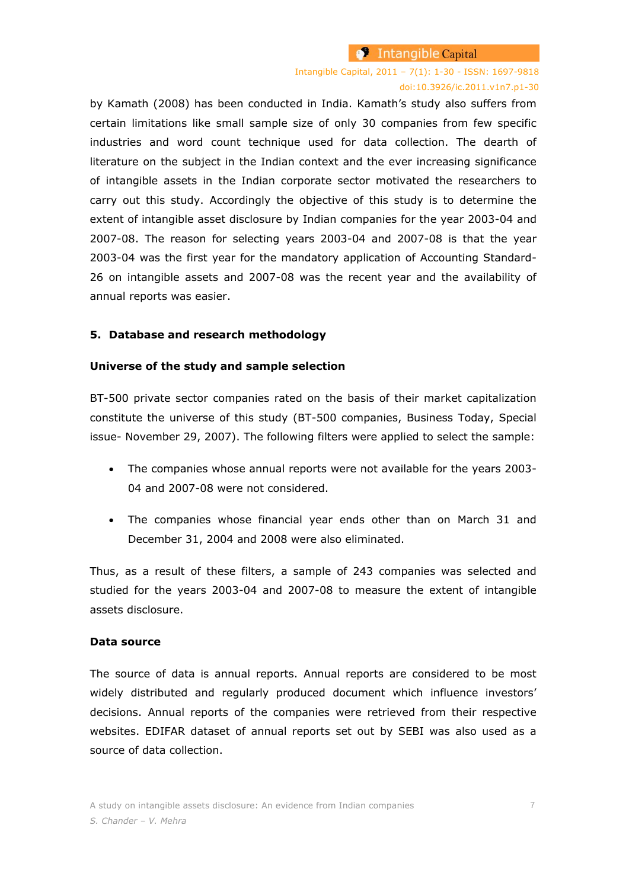by Kamath (2008) has been conducted in India. Kamath's study also suffers from certain limitations like small sample size of only 30 companies from few specific industries and word count technique used for data collection. The dearth of literature on the subject in the Indian context and the ever increasing significance of intangible assets in the Indian corporate sector motivated the researchers to carry out this study. Accordingly the objective of this study is to determine the extent of intangible asset disclosure by Indian companies for the year 2003-04 and 2007-08. The reason for selecting years 2003-04 and 2007-08 is that the year 2003-04 was the first year for the mandatory application of Accounting Standard-26 on intangible assets and 2007-08 was the recent year and the availability of annual reports was easier.

## 5. Database and research methodology

### Universe of the study and sample selection

BT-500 private sector companies rated on the basis of their market capitalization constitute the universe of this study (BT-500 companies, Business Today, Special issue- November 29, 2007). The following filters were applied to select the sample:

- The companies whose annual reports were not available for the years 2003-04 and 2007-08 were not considered.
- The companies whose financial year ends other than on March 31 and December 31, 2004 and 2008 were also eliminated.

Thus, as a result of these filters, a sample of 243 companies was selected and studied for the years 2003-04 and 2007-08 to measure the extent of intangible assets disclosure.

### Data source

The source of data is annual reports. Annual reports are considered to be most widely distributed and regularly produced document which influence investors' decisions. Annual reports of the companies were retrieved from their respective websites. EDIFAR dataset of annual reports set out by SEBI was also used as a source of data collection.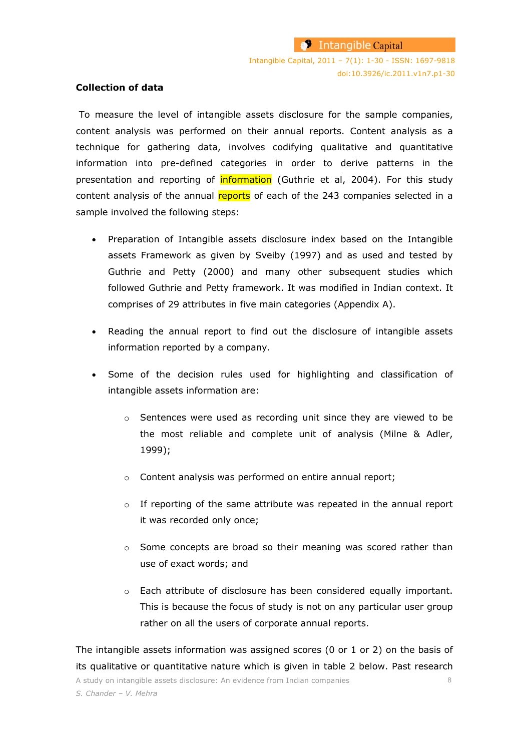**Collection of data**

To measure the level of intangible assets disclosure for the sample companies, content analysis was performed on their annual reports. Content analysis as a technique for gathering data, involves codifying qualitative and quantitative information into pre-defined categories in order to derive patterns in the presentation and reporting of information (Guthrie et al, 2004). For this study content analysis of the annual reports of each of the 243 companies selected in a sample involved the following steps:

- Preparation of Intangible assets disclosure index based on the Intangible assets Framework as given by Sveiby (1997) and as used and tested by Guthrie and Petty (2000) and many other subsequent studies which followed Guthrie and Petty framework. It was modified in Indian context. It comprises of 29 attributes in five main categories (Appendix A).
- Reading the annual report to find out the disclosure of intangible assets information reported by a company.
- Some of the decision rules used for highlighting and classification of intangible assets information are:
    - Sentences were used as recording unit since they are viewed to be the most reliable and complete unit of analysis (Milne & Adler, 1999);
    - Content analysis was performed on entire annual report;
    - If reporting of the same attribute was repeated in the annual report it was recorded only once;
    - Some concepts are broad so their meaning was scored rather than use of exact words; and
    - Each attribute of disclosure has been considered equally important. This is because the focus of study is not on any particular user group rather on all the users of corporate annual reports.

The intangible assets information was assigned scores (0 or 1 or 2) on the basis of its qualitative or quantitative nature which is given in table 2 below. Past research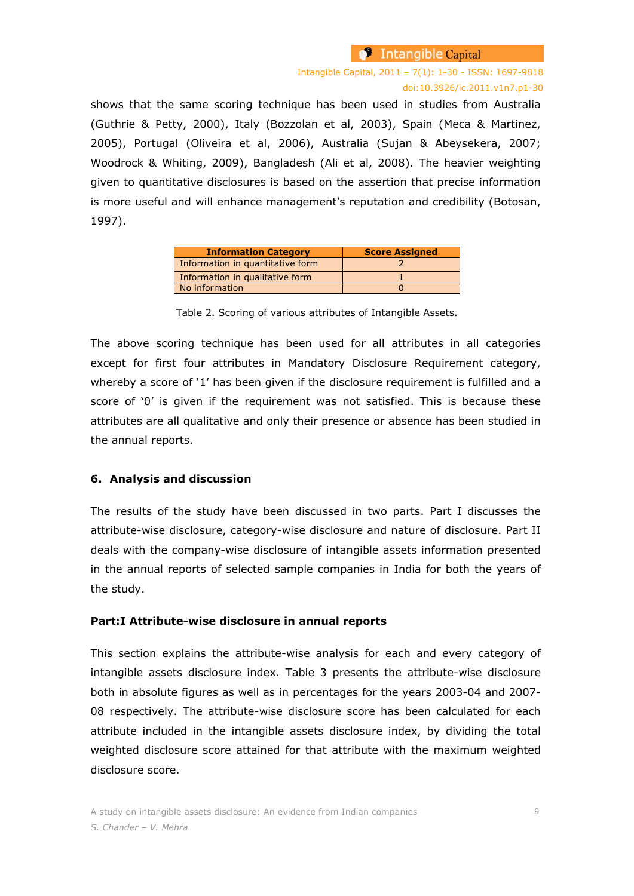shows that the same scoring technique has been used in studies from Australia (Guthrie & Petty, 2000), Italy (Bozzolan et al, 2003), Spain (Meca & Martinez, 2005), Portugal (Oliveira et al, 2006), Australia (Sujan & Abeysekera, 2007; Woodrock & Whiting, 2009), Bangladesh (Ali et al, 2008). The heavier weighting given to quantitative disclosures is based on the assertion that precise information is more useful and will enhance management's reputation and credibility (Botosan, 1997).

| Information Category | Score Assigned |
|---|---|
| Information in quantitative form | 2 |
| Information in qualitative form | 1 |
| No information | 0 |

Table 2. Scoring of various attributes of Intangible Assets.

The above scoring technique has been used for all attributes in all categories except for first four attributes in Mandatory Disclosure Requirement category, whereby a score of '1' has been given if the disclosure requirement is fulfilled and a score of '0' is given if the requirement was not satisfied. This is because these attributes are all qualitative and only their presence or absence has been studied in the annual reports.

## 6. Analysis and discussion

The results of the study have been discussed in two parts. Part I discusses the attribute-wise disclosure, category-wise disclosure and nature of disclosure. Part II deals with the company-wise disclosure of intangible assets information presented in the annual reports of selected sample companies in India for both the years of the study.

### Part:I Attribute-wise disclosure in annual reports

This section explains the attribute-wise analysis for each and every category of intangible assets disclosure index. Table 3 presents the attribute-wise disclosure both in absolute figures as well as in percentages for the years 2003-04 and 2007-08 respectively. The attribute-wise disclosure score has been calculated for each attribute included in the intangible assets disclosure index, by dividing the total weighted disclosure score attained for that attribute with the maximum weighted disclosure score.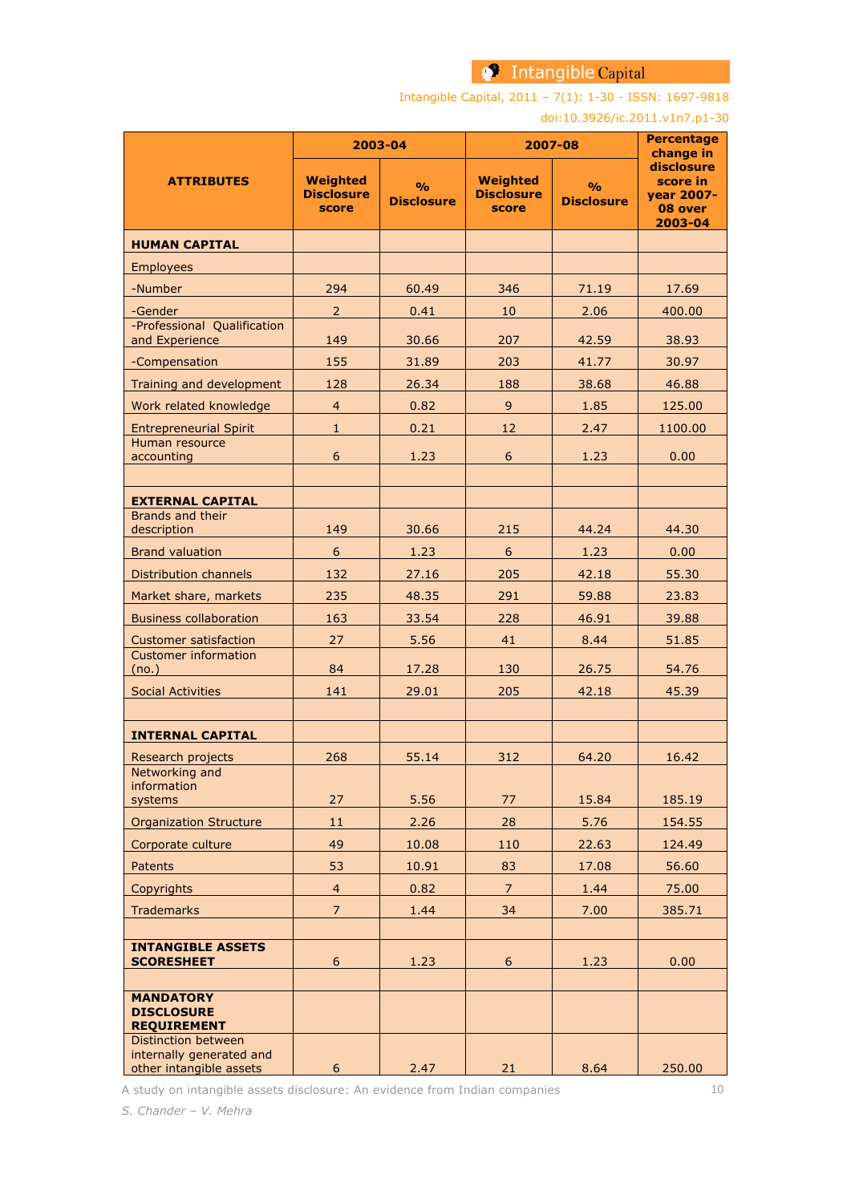| ATTRIBUTES | 2003-04 | | 2007-08 | | Percentage change in disclosure score in year 2007-08 over 2003-04 |
|---|---|---|---|---|---|
| | Weighted Disclosure score | % Disclosure | Weighted Disclosure score | % Disclosure | |
| **HUMAN CAPITAL** | | | | | |
| Employees | | | | | |
| -Number | 294 | 60.49 | 346 | 71.19 | 17.69 |
| -Gender | 2 | 0.41 | 10 | 2.06 | 400.00 |
| -Professional Qualification and Experience | 149 | 30.66 | 207 | 42.59 | 38.93 |
| -Compensation | 155 | 31.89 | 203 | 41.77 | 30.97 |
| Training and development | 128 | 26.34 | 188 | 38.68 | 46.88 |
| Work related knowledge | 4 | 0.82 | 9 | 1.85 | 125.00 |
| Entrepreneurial Spirit | 1 | 0.21 | 12 | 2.47 | 1100.00 |
| Human resource accounting | 6 | 1.23 | 6 | 1.23 | 0.00 |
| | | | | | |
| **EXTERNAL CAPITAL** | | | | | |
| Brands and their description | 149 | 30.66 | 215 | 44.24 | 44.30 |
| Brand valuation | 6 | 1.23 | 6 | 1.23 | 0.00 |
| Distribution channels | 132 | 27.16 | 205 | 42.18 | 55.30 |
| Market share, markets | 235 | 48.35 | 291 | 59.88 | 23.83 |
| Business collaboration | 163 | 33.54 | 228 | 46.91 | 39.88 |
| Customer satisfaction | 27 | 5.56 | 41 | 8.44 | 51.85 |
| Customer information (no.) | 84 | 17.28 | 130 | 26.75 | 54.76 |
| Social Activities | 141 | 29.01 | 205 | 42.18 | 45.39 |
| | | | | | |
| **INTERNAL CAPITAL** | | | | | |
| Research projects | 268 | 55.14 | 312 | 64.20 | 16.42 |
| Networking and information systems | 27 | 5.56 | 77 | 15.84 | 185.19 |
| Organization Structure | 11 | 2.26 | 28 | 5.76 | 154.55 |
| Corporate culture | 49 | 10.08 | 110 | 22.63 | 124.49 |
| Patents | 53 | 10.91 | 83 | 17.08 | 56.60 |
| Copyrights | 4 | 0.82 | 7 | 1.44 | 75.00 |
| Trademarks | 7 | 1.44 | 34 | 7.00 | 385.71 |
| | | | | | |
| **INTANGIBLE ASSETS SCORESHEET** | 6 | 1.23 | 6 | 1.23 | 0.00 |
| | | | | | |
| **MANDATORY DISCLOSURE REQUIREMENT** | | | | | |
| Distinction between internally generated and other intangible assets | 6 | 2.47 | 21 | 8.64 | 250.00 |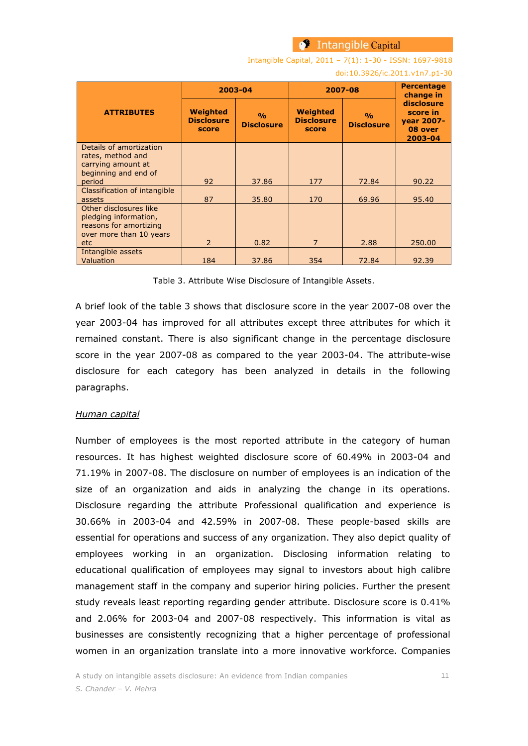| ATTRIBUTES | 2003-04 | | 2007-08 | | Percentage change in disclosure score in year 2007-08 over 2003-04 |
|---|---|---|---|---|---|
| | Weighted Disclosure score | % Disclosure | Weighted Disclosure score | % Disclosure | |
| Details of amortization rates, method and carrying amount at beginning and end of period | 92 | 37.86 | 177 | 72.84 | 90.22 |
| Classification of intangible assets | 87 | 35.80 | 170 | 69.96 | 95.40 |
| Other disclosures like pledging information, reasons for amortizing over more than 10 years etc | 2 | 0.82 | 7 | 2.88 | 250.00 |
| Intangible assets Valuation | 184 | 37.86 | 354 | 72.84 | 92.39 |

Table 3. Attribute Wise Disclosure of Intangible Assets.

A brief look of the table 3 shows that disclosure score in the year 2007-08 over the year 2003-04 has improved for all attributes except three attributes for which it remained constant. There is also significant change in the percentage disclosure score in the year 2007-08 as compared to the year 2003-04. The attribute-wise disclosure for each category has been analyzed in details in the following paragraphs.

*Human capital*

Number of employees is the most reported attribute in the category of human resources. It has highest weighted disclosure score of 60.49% in 2003-04 and 71.19% in 2007-08. The disclosure on number of employees is an indication of the size of an organization and aids in analyzing the change in its operations. Disclosure regarding the attribute Professional qualification and experience is 30.66% in 2003-04 and 42.59% in 2007-08. These people-based skills are essential for operations and success of any organization. They also depict quality of employees working in an organization. Disclosing information relating to educational qualification of employees may signal to investors about high calibre management staff in the company and superior hiring policies. Further the present study reveals least reporting regarding gender attribute. Disclosure score is 0.41% and 2.06% for 2003-04 and 2007-08 respectively. This information is vital as businesses are consistently recognizing that a higher percentage of professional women in an organization translate into a more innovative workforce. Companies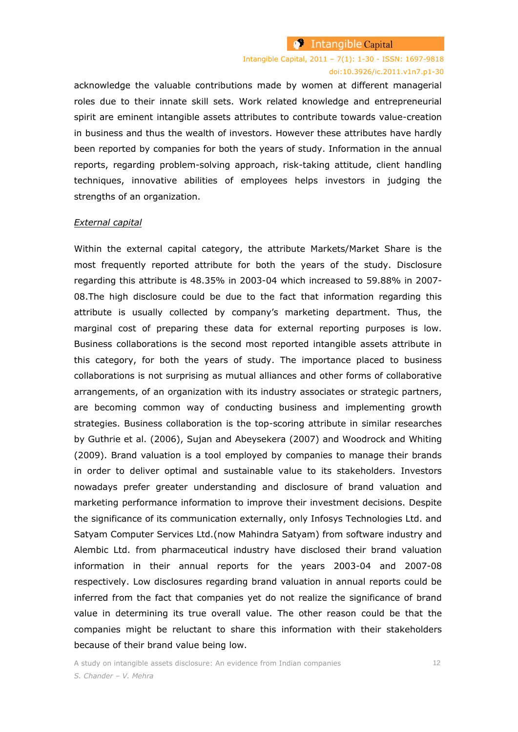acknowledge the valuable contributions made by women at different managerial roles due to their innate skill sets. Work related knowledge and entrepreneurial spirit are eminent intangible assets attributes to contribute towards value-creation in business and thus the wealth of investors. However these attributes have hardly been reported by companies for both the years of study. Information in the annual reports, regarding problem-solving approach, risk-taking attitude, client handling techniques, innovative abilities of employees helps investors in judging the strengths of an organization.

*External capital*

Within the external capital category, the attribute Markets/Market Share is the most frequently reported attribute for both the years of the study. Disclosure regarding this attribute is 48.35% in 2003-04 which increased to 59.88% in 2007-08.The high disclosure could be due to the fact that information regarding this attribute is usually collected by company's marketing department. Thus, the marginal cost of preparing these data for external reporting purposes is low. Business collaborations is the second most reported intangible assets attribute in this category, for both the years of study. The importance placed to business collaborations is not surprising as mutual alliances and other forms of collaborative arrangements, of an organization with its industry associates or strategic partners, are becoming common way of conducting business and implementing growth strategies. Business collaboration is the top-scoring attribute in similar researches by Guthrie et al. (2006), Sujan and Abeysekera (2007) and Woodrock and Whiting (2009). Brand valuation is a tool employed by companies to manage their brands in order to deliver optimal and sustainable value to its stakeholders. Investors nowadays prefer greater understanding and disclosure of brand valuation and marketing performance information to improve their investment decisions. Despite the significance of its communication externally, only Infosys Technologies Ltd. and Satyam Computer Services Ltd.(now Mahindra Satyam) from software industry and Alembic Ltd. from pharmaceutical industry have disclosed their brand valuation information in their annual reports for the years 2003-04 and 2007-08 respectively. Low disclosures regarding brand valuation in annual reports could be inferred from the fact that companies yet do not realize the significance of brand value in determining its true overall value. The other reason could be that the companies might be reluctant to share this information with their stakeholders because of their brand value being low.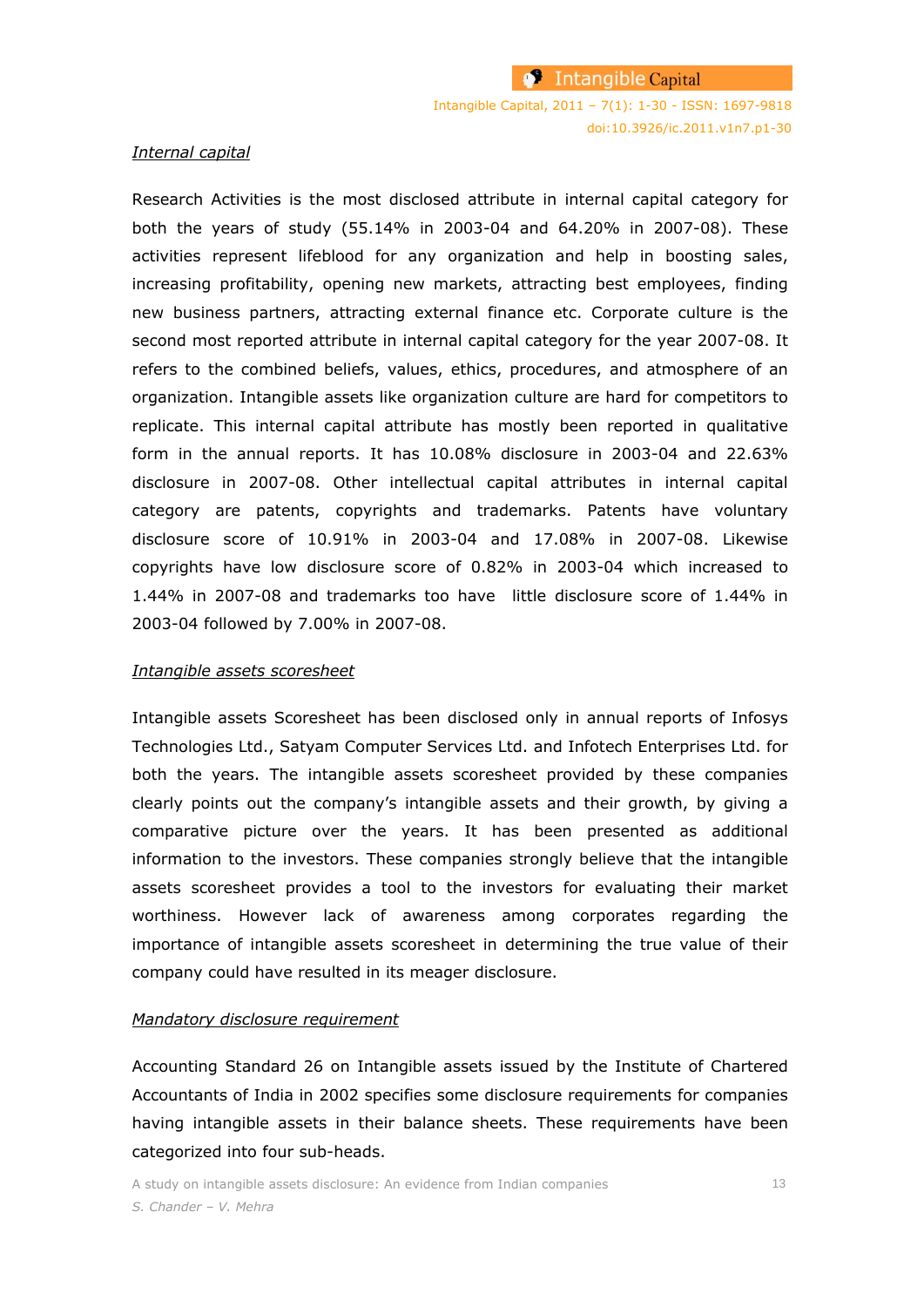*Internal capital*

Research Activities is the most disclosed attribute in internal capital category for both the years of study (55.14% in 2003-04 and 64.20% in 2007-08). These activities represent lifeblood for any organization and help in boosting sales, increasing profitability, opening new markets, attracting best employees, finding new business partners, attracting external finance etc. Corporate culture is the second most reported attribute in internal capital category for the year 2007-08. It refers to the combined beliefs, values, ethics, procedures, and atmosphere of an organization. Intangible assets like organization culture are hard for competitors to replicate. This internal capital attribute has mostly been reported in qualitative form in the annual reports. It has 10.08% disclosure in 2003-04 and 22.63% disclosure in 2007-08. Other intellectual capital attributes in internal capital category are patents, copyrights and trademarks. Patents have voluntary disclosure score of 10.91% in 2003-04 and 17.08% in 2007-08. Likewise copyrights have low disclosure score of 0.82% in 2003-04 which increased to 1.44% in 2007-08 and trademarks too have little disclosure score of 1.44% in 2003-04 followed by 7.00% in 2007-08.

*Intangible assets scoresheet*

Intangible assets Scoresheet has been disclosed only in annual reports of Infosys Technologies Ltd., Satyam Computer Services Ltd. and Infotech Enterprises Ltd. for both the years. The intangible assets scoresheet provided by these companies clearly points out the company's intangible assets and their growth, by giving a comparative picture over the years. It has been presented as additional information to the investors. These companies strongly believe that the intangible assets scoresheet provides a tool to the investors for evaluating their market worthiness. However lack of awareness among corporates regarding the importance of intangible assets scoresheet in determining the true value of their company could have resulted in its meager disclosure.

*Mandatory disclosure requirement*

Accounting Standard 26 on Intangible assets issued by the Institute of Chartered Accountants of India in 2002 specifies some disclosure requirements for companies having intangible assets in their balance sheets. These requirements have been categorized into four sub-heads.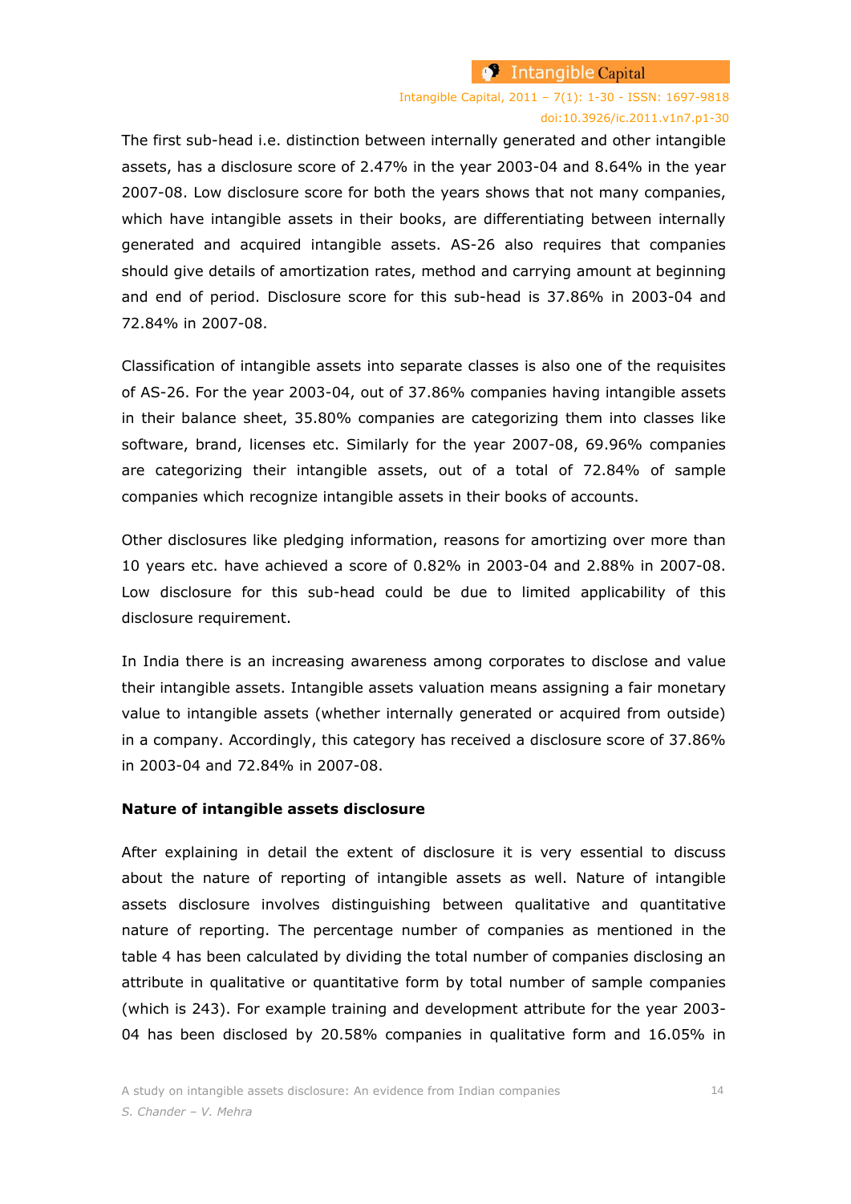The first sub-head i.e. distinction between internally generated and other intangible assets, has a disclosure score of 2.47% in the year 2003-04 and 8.64% in the year 2007-08. Low disclosure score for both the years shows that not many companies, which have intangible assets in their books, are differentiating between internally generated and acquired intangible assets. AS-26 also requires that companies should give details of amortization rates, method and carrying amount at beginning and end of period. Disclosure score for this sub-head is 37.86% in 2003-04 and 72.84% in 2007-08.

Classification of intangible assets into separate classes is also one of the requisites of AS-26. For the year 2003-04, out of 37.86% companies having intangible assets in their balance sheet, 35.80% companies are categorizing them into classes like software, brand, licenses etc. Similarly for the year 2007-08, 69.96% companies are categorizing their intangible assets, out of a total of 72.84% of sample companies which recognize intangible assets in their books of accounts.

Other disclosures like pledging information, reasons for amortizing over more than 10 years etc. have achieved a score of 0.82% in 2003-04 and 2.88% in 2007-08. Low disclosure for this sub-head could be due to limited applicability of this disclosure requirement.

In India there is an increasing awareness among corporates to disclose and value their intangible assets. Intangible assets valuation means assigning a fair monetary value to intangible assets (whether internally generated or acquired from outside) in a company. Accordingly, this category has received a disclosure score of 37.86% in 2003-04 and 72.84% in 2007-08.

**Nature of intangible assets disclosure**

After explaining in detail the extent of disclosure it is very essential to discuss about the nature of reporting of intangible assets as well. Nature of intangible assets disclosure involves distinguishing between qualitative and quantitative nature of reporting. The percentage number of companies as mentioned in the table 4 has been calculated by dividing the total number of companies disclosing an attribute in qualitative or quantitative form by total number of sample companies (which is 243). For example training and development attribute for the year 2003-04 has been disclosed by 20.58% companies in qualitative form and 16.05% in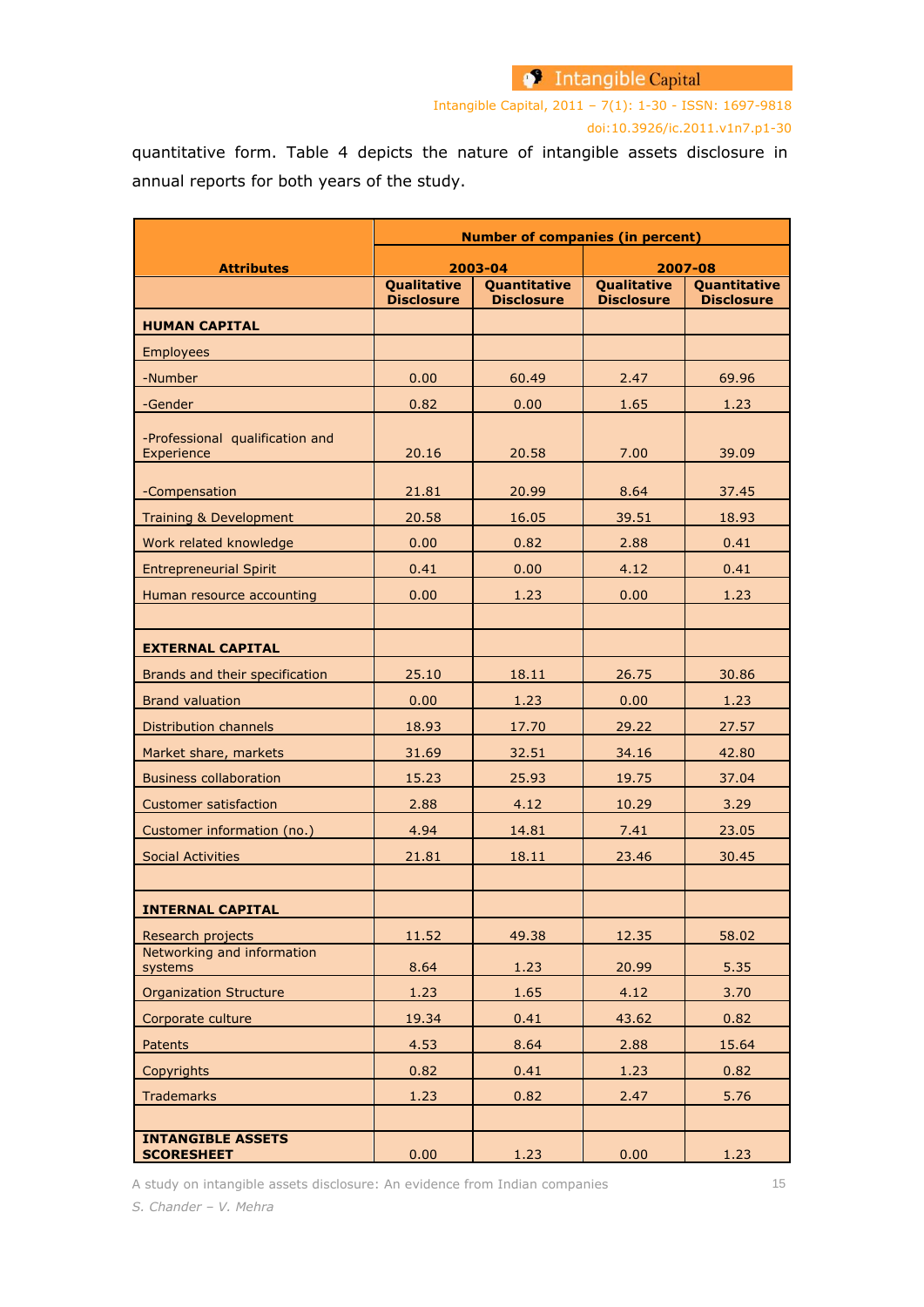quantitative form. Table 4 depicts the nature of intangible assets disclosure in annual reports for both years of the study.

| Attributes | Number of companies (in percent) | | | |
|---|---|---|---|---|
| | 2003-04 | | 2007-08 | |
| | Qualitative Disclosure | Quantitative Disclosure | Qualitative Disclosure | Quantitative Disclosure |
| **HUMAN CAPITAL** | | | | |
| Employees | | | | |
| -Number | 0.00 | 60.49 | 2.47 | 69.96 |
| -Gender | 0.82 | 0.00 | 1.65 | 1.23 |
| -Professional qualification and Experience | 20.16 | 20.58 | 7.00 | 39.09 |
| -Compensation | 21.81 | 20.99 | 8.64 | 37.45 |
| Training & Development | 20.58 | 16.05 | 39.51 | 18.93 |
| Work related knowledge | 0.00 | 0.82 | 2.88 | 0.41 |
| Entrepreneurial Spirit | 0.41 | 0.00 | 4.12 | 0.41 |
| Human resource accounting | 0.00 | 1.23 | 0.00 | 1.23 |
| | | | | |
| **EXTERNAL CAPITAL** | | | | |
| Brands and their specification | 25.10 | 18.11 | 26.75 | 30.86 |
| Brand valuation | 0.00 | 1.23 | 0.00 | 1.23 |
| Distribution channels | 18.93 | 17.70 | 29.22 | 27.57 |
| Market share, markets | 31.69 | 32.51 | 34.16 | 42.80 |
| Business collaboration | 15.23 | 25.93 | 19.75 | 37.04 |
| Customer satisfaction | 2.88 | 4.12 | 10.29 | 3.29 |
| Customer information (no.) | 4.94 | 14.81 | 7.41 | 23.05 |
| Social Activities | 21.81 | 18.11 | 23.46 | 30.45 |
| | | | | |
| **INTERNAL CAPITAL** | | | | |
| Research projects | 11.52 | 49.38 | 12.35 | 58.02 |
| Networking and information systems | 8.64 | 1.23 | 20.99 | 5.35 |
| Organization Structure | 1.23 | 1.65 | 4.12 | 3.70 |
| Corporate culture | 19.34 | 0.41 | 43.62 | 0.82 |
| Patents | 4.53 | 8.64 | 2.88 | 15.64 |
| Copyrights | 0.82 | 0.41 | 1.23 | 0.82 |
| Trademarks | 1.23 | 0.82 | 2.47 | 5.76 |
| | | | | |
| **INTANGIBLE ASSETS SCORESHEET** | 0.00 | 1.23 | 0.00 | 1.23 |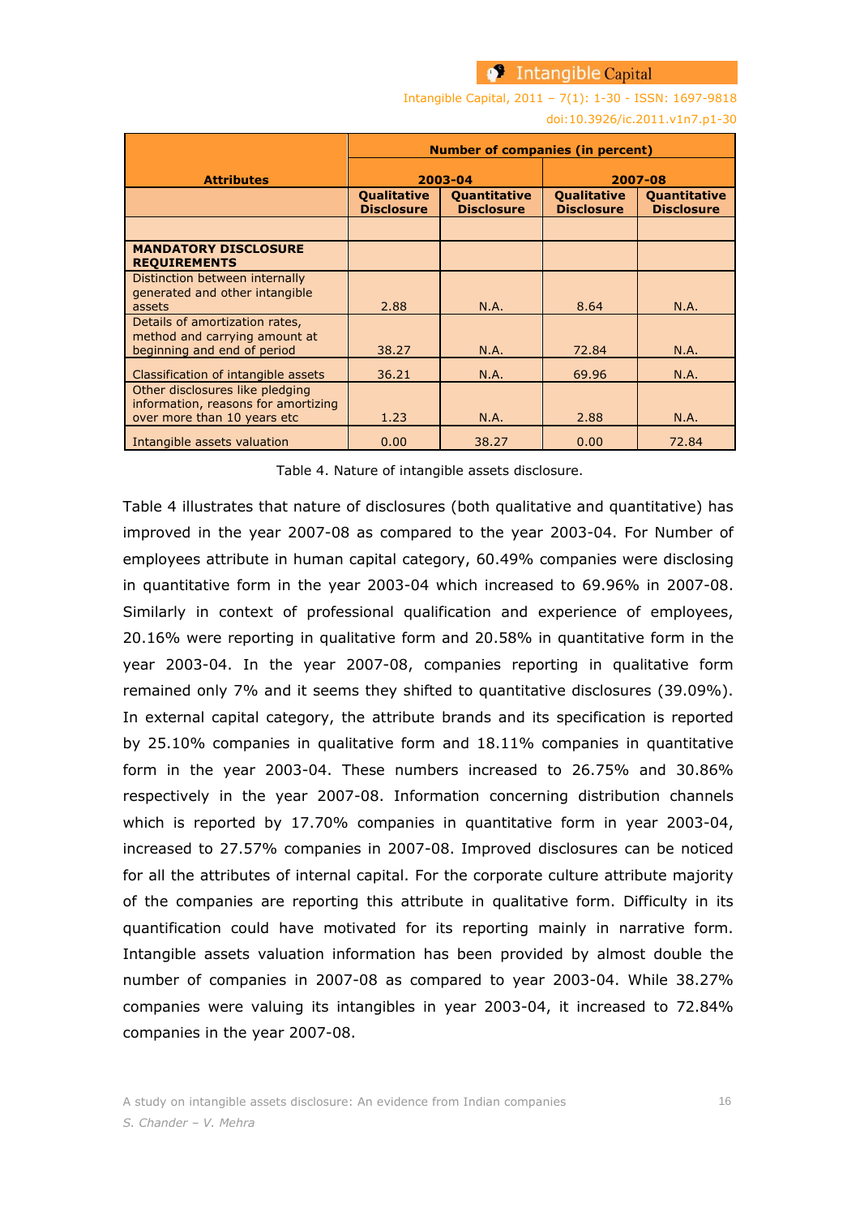| Attributes | Number of companies (in percent) | | | |
|---|---|---|---|---|
| | 2003-04 | | 2007-08 | |
| | Qualitative Disclosure | Quantitative Disclosure | Qualitative Disclosure | Quantitative Disclosure |
| | | | | |
| **MANDATORY DISCLOSURE REQUIREMENTS** | | | | |
| Distinction between internally generated and other intangible assets | 2.88 | N.A. | 8.64 | N.A. |
| Details of amortization rates, method and carrying amount at beginning and end of period | 38.27 | N.A. | 72.84 | N.A. |
| Classification of intangible assets | 36.21 | N.A. | 69.96 | N.A. |
| Other disclosures like pledging information, reasons for amortizing over more than 10 years etc | 1.23 | N.A. | 2.88 | N.A. |
| Intangible assets valuation | 0.00 | 38.27 | 0.00 | 72.84 |

Table 4. Nature of intangible assets disclosure.

Table 4 illustrates that nature of disclosures (both qualitative and quantitative) has improved in the year 2007-08 as compared to the year 2003-04. For Number of employees attribute in human capital category, 60.49% companies were disclosing in quantitative form in the year 2003-04 which increased to 69.96% in 2007-08. Similarly in context of professional qualification and experience of employees, 20.16% were reporting in qualitative form and 20.58% in quantitative form in the year 2003-04. In the year 2007-08, companies reporting in qualitative form remained only 7% and it seems they shifted to quantitative disclosures (39.09%). In external capital category, the attribute brands and its specification is reported by 25.10% companies in qualitative form and 18.11% companies in quantitative form in the year 2003-04. These numbers increased to 26.75% and 30.86% respectively in the year 2007-08. Information concerning distribution channels which is reported by 17.70% companies in quantitative form in year 2003-04, increased to 27.57% companies in 2007-08. Improved disclosures can be noticed for all the attributes of internal capital. For the corporate culture attribute majority of the companies are reporting this attribute in qualitative form. Difficulty in its quantification could have motivated for its reporting mainly in narrative form. Intangible assets valuation information has been provided by almost double the number of companies in 2007-08 as compared to year 2003-04. While 38.27% companies were valuing its intangibles in year 2003-04, it increased to 72.84% companies in the year 2007-08.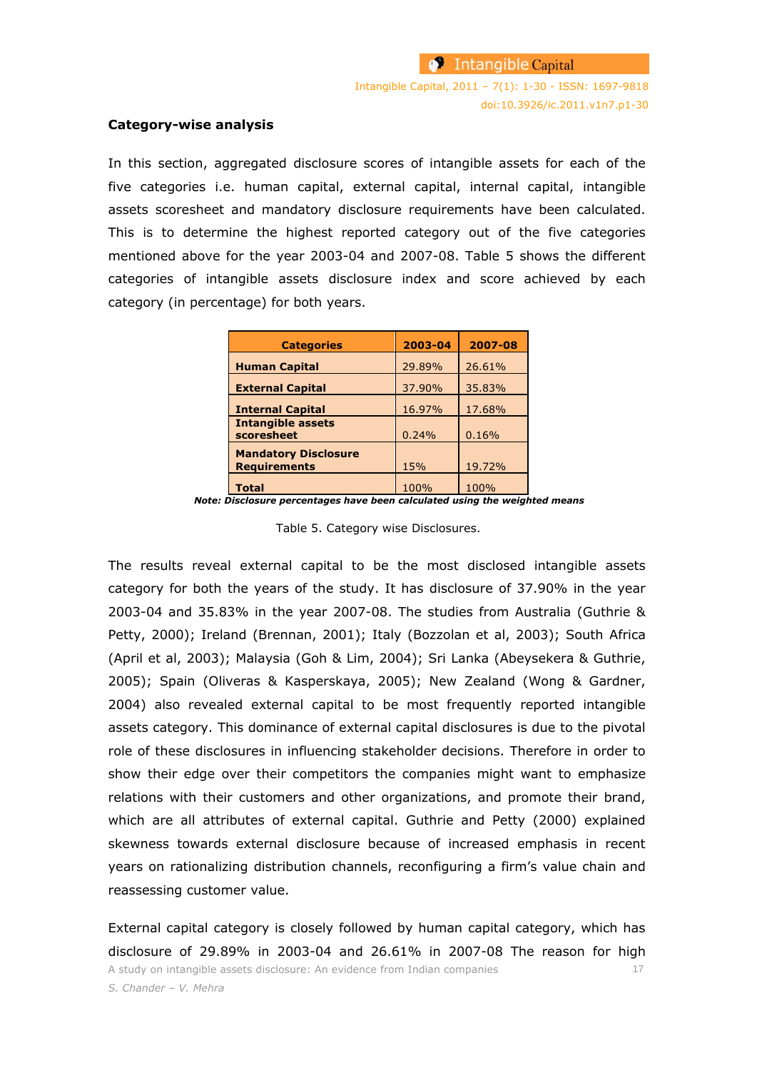**Category-wise analysis**

In this section, aggregated disclosure scores of intangible assets for each of the five categories i.e. human capital, external capital, internal capital, intangible assets scoresheet and mandatory disclosure requirements have been calculated. This is to determine the highest reported category out of the five categories mentioned above for the year 2003-04 and 2007-08. Table 5 shows the different categories of intangible assets disclosure index and score achieved by each category (in percentage) for both years.

| Categories | 2003-04 | 2007-08 |
|---|---|---|
| **Human Capital** | 29.89% | 26.61% |
| **External Capital** | 37.90% | 35.83% |
| **Internal Capital** | 16.97% | 17.68% |
| **Intangible assets scoresheet** | 0.24% | 0.16% |
| **Mandatory Disclosure Requirements** | 15% | 19.72% |
| **Total** | 100% | 100% |

***Note: Disclosure percentages have been calculated using the weighted means***

Table 5. Category wise Disclosures.

The results reveal external capital to be the most disclosed intangible assets category for both the years of the study. It has disclosure of 37.90% in the year 2003-04 and 35.83% in the year 2007-08. The studies from Australia (Guthrie & Petty, 2000); Ireland (Brennan, 2001); Italy (Bozzolan et al, 2003); South Africa (April et al, 2003); Malaysia (Goh & Lim, 2004); Sri Lanka (Abeysekera & Guthrie, 2005); Spain (Oliveras & Kasperskaya, 2005); New Zealand (Wong & Gardner, 2004) also revealed external capital to be most frequently reported intangible assets category. This dominance of external capital disclosures is due to the pivotal role of these disclosures in influencing stakeholder decisions. Therefore in order to show their edge over their competitors the companies might want to emphasize relations with their customers and other organizations, and promote their brand, which are all attributes of external capital. Guthrie and Petty (2000) explained skewness towards external disclosure because of increased emphasis in recent years on rationalizing distribution channels, reconfiguring a firm's value chain and reassessing customer value.

External capital category is closely followed by human capital category, which has disclosure of 29.89% in 2003-04 and 26.61% in 2007-08 The reason for high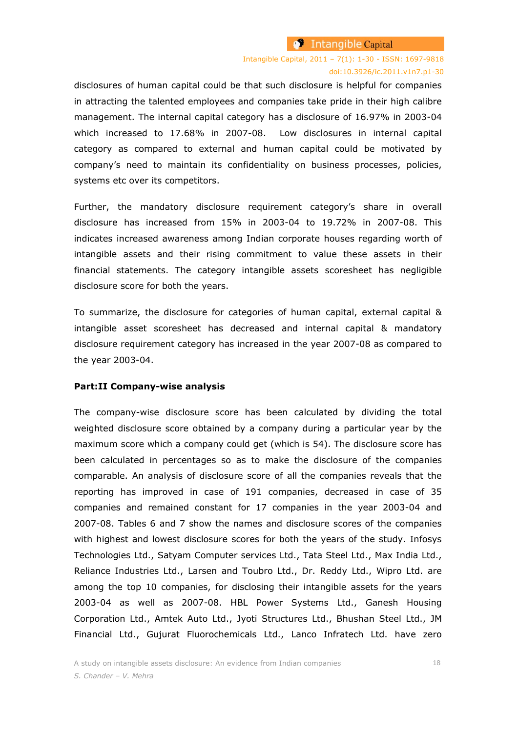disclosures of human capital could be that such disclosure is helpful for companies in attracting the talented employees and companies take pride in their high calibre management. The internal capital category has a disclosure of 16.97% in 2003-04 which increased to 17.68% in 2007-08. Low disclosures in internal capital category as compared to external and human capital could be motivated by company's need to maintain its confidentiality on business processes, policies, systems etc over its competitors.

Further, the mandatory disclosure requirement category's share in overall disclosure has increased from 15% in 2003-04 to 19.72% in 2007-08. This indicates increased awareness among Indian corporate houses regarding worth of intangible assets and their rising commitment to value these assets in their financial statements. The category intangible assets scoresheet has negligible disclosure score for both the years.

To summarize, the disclosure for categories of human capital, external capital & intangible asset scoresheet has decreased and internal capital & mandatory disclosure requirement category has increased in the year 2007-08 as compared to the year 2003-04.

**Part:II Company-wise analysis**

The company-wise disclosure score has been calculated by dividing the total weighted disclosure score obtained by a company during a particular year by the maximum score which a company could get (which is 54). The disclosure score has been calculated in percentages so as to make the disclosure of the companies comparable. An analysis of disclosure score of all the companies reveals that the reporting has improved in case of 191 companies, decreased in case of 35 companies and remained constant for 17 companies in the year 2003-04 and 2007-08. Tables 6 and 7 show the names and disclosure scores of the companies with highest and lowest disclosure scores for both the years of the study. Infosys Technologies Ltd., Satyam Computer services Ltd., Tata Steel Ltd., Max India Ltd., Reliance Industries Ltd., Larsen and Toubro Ltd., Dr. Reddy Ltd., Wipro Ltd. are among the top 10 companies, for disclosing their intangible assets for the years 2003-04 as well as 2007-08. HBL Power Systems Ltd., Ganesh Housing Corporation Ltd., Amtek Auto Ltd., Jyoti Structures Ltd., Bhushan Steel Ltd., JM Financial Ltd., Gujurat Fluorochemicals Ltd., Lanco Infratech Ltd. have zero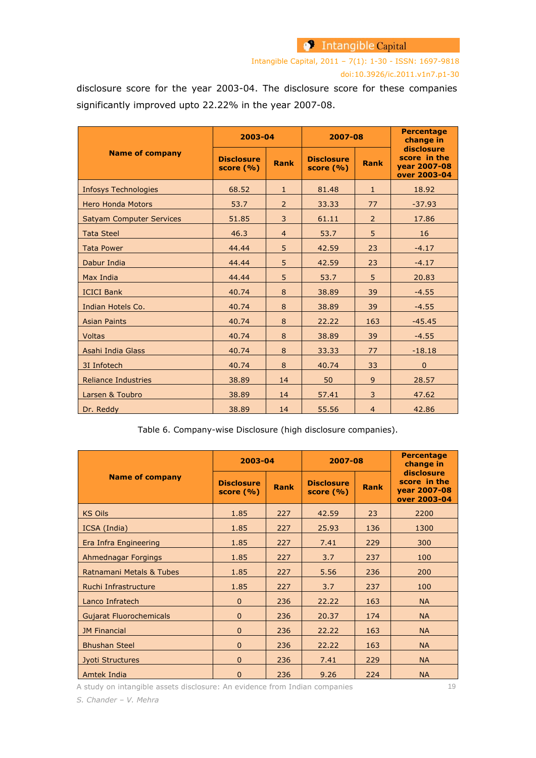disclosure score for the year 2003-04. The disclosure score for these companies significantly improved upto 22.22% in the year 2007-08.

| Name of company | 2003-04 | | 2007-08 | | Percentage change in disclosure score in the year 2007-08 over 2003-04 |
|---|---|---|---|---|---|
| | Disclosure score (%) | Rank | Disclosure score (%) | Rank | |
| Infosys Technologies | 68.52 | 1 | 81.48 | 1 | 18.92 |
| Hero Honda Motors | 53.7 | 2 | 33.33 | 77 | -37.93 |
| Satyam Computer Services | 51.85 | 3 | 61.11 | 2 | 17.86 |
| Tata Steel | 46.3 | 4 | 53.7 | 5 | 16 |
| Tata Power | 44.44 | 5 | 42.59 | 23 | -4.17 |
| Dabur India | 44.44 | 5 | 42.59 | 23 | -4.17 |
| Max India | 44.44 | 5 | 53.7 | 5 | 20.83 |
| ICICI Bank | 40.74 | 8 | 38.89 | 39 | -4.55 |
| Indian Hotels Co. | 40.74 | 8 | 38.89 | 39 | -4.55 |
| Asian Paints | 40.74 | 8 | 22.22 | 163 | -45.45 |
| Voltas | 40.74 | 8 | 38.89 | 39 | -4.55 |
| Asahi India Glass | 40.74 | 8 | 33.33 | 77 | -18.18 |
| 3I Infotech | 40.74 | 8 | 40.74 | 33 | 0 |
| Reliance Industries | 38.89 | 14 | 50 | 9 | 28.57 |
| Larsen & Toubro | 38.89 | 14 | 57.41 | 3 | 47.62 |
| Dr. Reddy | 38.89 | 14 | 55.56 | 4 | 42.86 |

Table 6. Company-wise Disclosure (high disclosure companies).

| Name of company | 2003-04 | | 2007-08 | | Percentage change in disclosure score in the year 2007-08 over 2003-04 |
|---|---|---|---|---|---|
| | Disclosure score (%) | Rank | Disclosure score (%) | Rank | |
| KS Oils | 1.85 | 227 | 42.59 | 23 | 2200 |
| ICSA (India) | 1.85 | 227 | 25.93 | 136 | 1300 |
| Era Infra Engineering | 1.85 | 227 | 7.41 | 229 | 300 |
| Ahmednagar Forgings | 1.85 | 227 | 3.7 | 237 | 100 |
| Ratnamani Metals & Tubes | 1.85 | 227 | 5.56 | 236 | 200 |
| Ruchi Infrastructure | 1.85 | 227 | 3.7 | 237 | 100 |
| Lanco Infratech | 0 | 236 | 22.22 | 163 | NA |
| Gujarat Fluorochemicals | 0 | 236 | 20.37 | 174 | NA |
| JM Financial | 0 | 236 | 22.22 | 163 | NA |
| Bhushan Steel | 0 | 236 | 22.22 | 163 | NA |
| Jyoti Structures | 0 | 236 | 7.41 | 229 | NA |
| Amtek India | 0 | 236 | 9.26 | 224 | NA |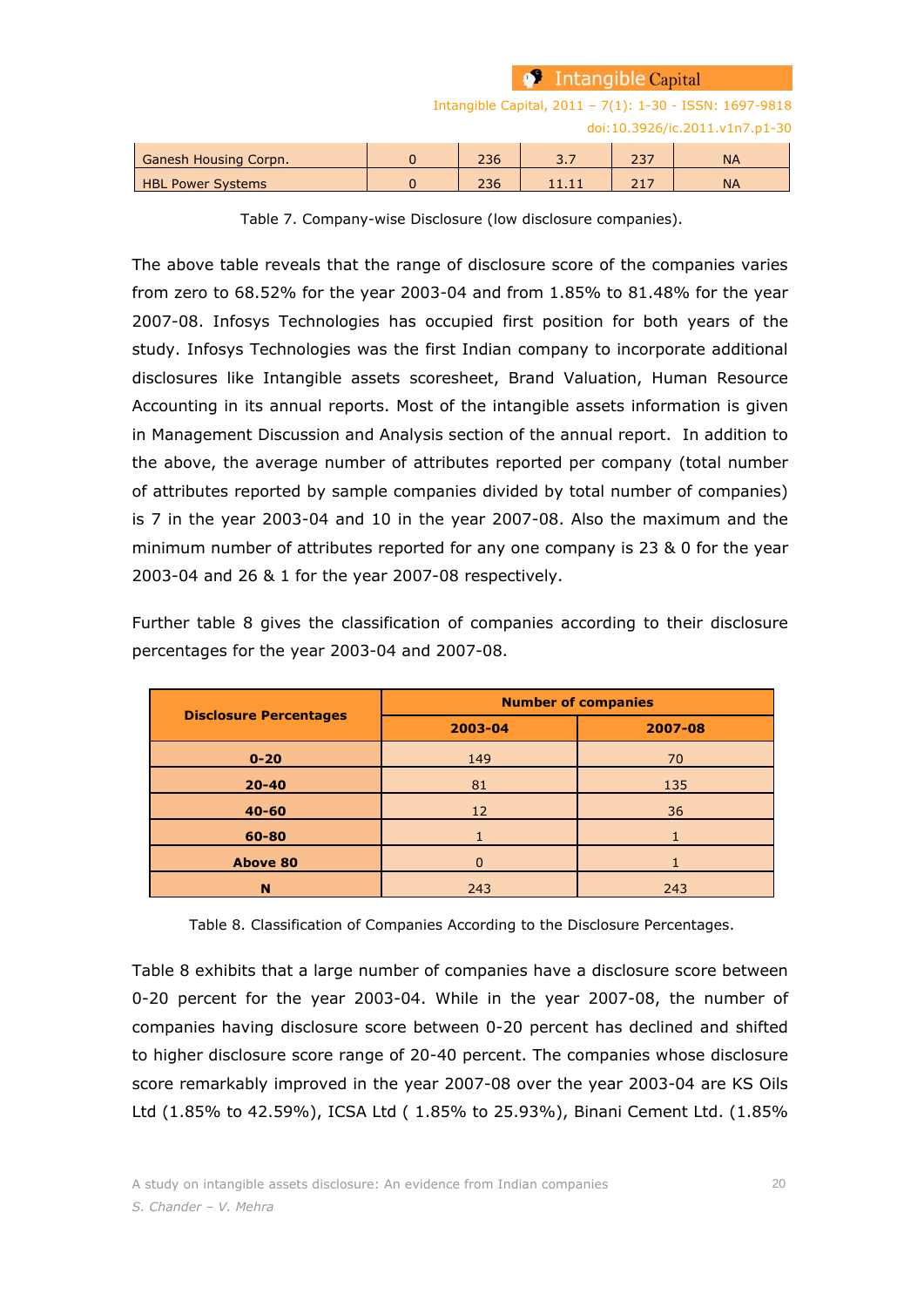| Ganesh Housing Corpn. | 0 | 236 | 3.7 | 237 | NA |
|---|---|---|---|---|---|
| HBL Power Systems | 0 | 236 | 11.11 | 217 | NA |

Table 7. Company-wise Disclosure (low disclosure companies).

The above table reveals that the range of disclosure score of the companies varies from zero to 68.52% for the year 2003-04 and from 1.85% to 81.48% for the year 2007-08. Infosys Technologies has occupied first position for both years of the study. Infosys Technologies was the first Indian company to incorporate additional disclosures like Intangible assets scoresheet, Brand Valuation, Human Resource Accounting in its annual reports. Most of the intangible assets information is given in Management Discussion and Analysis section of the annual report. In addition to the above, the average number of attributes reported per company (total number of attributes reported by sample companies divided by total number of companies) is 7 in the year 2003-04 and 10 in the year 2007-08. Also the maximum and the minimum number of attributes reported for any one company is 23 & 0 for the year 2003-04 and 26 & 1 for the year 2007-08 respectively.

Further table 8 gives the classification of companies according to their disclosure percentages for the year 2003-04 and 2007-08.

| **Disclosure Percentages** | **Number of companies** | |
|---|---|---|
| | **2003-04** | **2007-08** |
| **0-20** | 149 | 70 |
| **20-40** | 81 | 135 |
| **40-60** | 12 | 36 |
| **60-80** | 1 | 1 |
| **Above 80** | 0 | 1 |
| **N** | 243 | 243 |

Table 8. Classification of Companies According to the Disclosure Percentages.

Table 8 exhibits that a large number of companies have a disclosure score between 0-20 percent for the year 2003-04. While in the year 2007-08, the number of companies having disclosure score between 0-20 percent has declined and shifted to higher disclosure score range of 20-40 percent. The companies whose disclosure score remarkably improved in the year 2007-08 over the year 2003-04 are KS Oils Ltd (1.85% to 42.59%), ICSA Ltd ( 1.85% to 25.93%), Binani Cement Ltd. (1.85%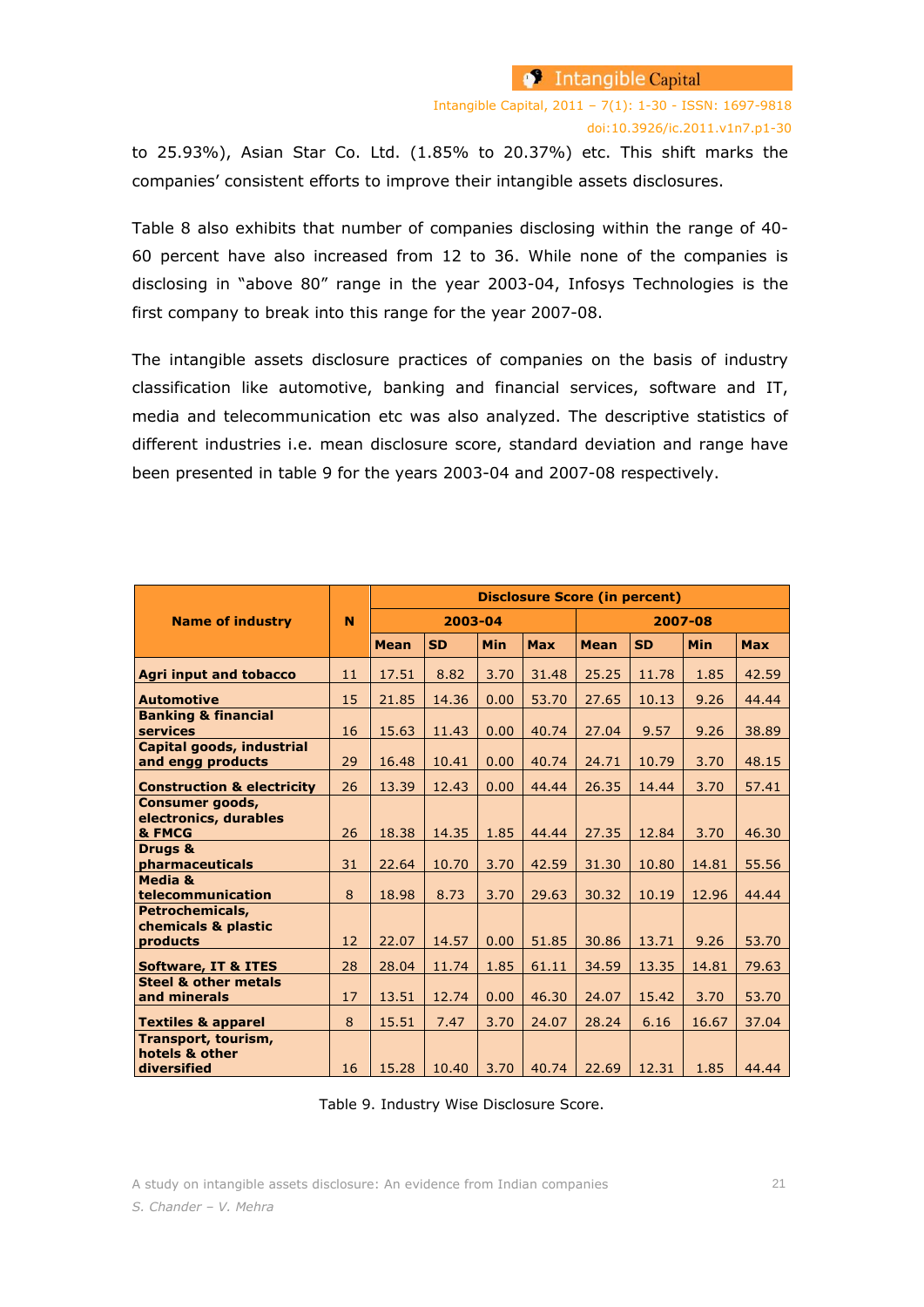to 25.93%), Asian Star Co. Ltd. (1.85% to 20.37%) etc. This shift marks the companies' consistent efforts to improve their intangible assets disclosures.

Table 8 also exhibits that number of companies disclosing within the range of 40-60 percent have also increased from 12 to 36. While none of the companies is disclosing in "above 80" range in the year 2003-04, Infosys Technologies is the first company to break into this range for the year 2007-08.

The intangible assets disclosure practices of companies on the basis of industry classification like automotive, banking and financial services, software and IT, media and telecommunication etc was also analyzed. The descriptive statistics of different industries i.e. mean disclosure score, standard deviation and range have been presented in table 9 for the years 2003-04 and 2007-08 respectively.

| Name of industry | N | Disclosure Score (in percent) | | | | | | | |
|---|---|---|---|---|---|---|---|---|---|
| | | 2003-04 | | | | 2007-08 | | | |
| | | Mean | SD | Min | Max | Mean | SD | Min | Max |
| **Agri input and tobacco** | 11 | 17.51 | 8.82 | 3.70 | 31.48 | 25.25 | 11.78 | 1.85 | 42.59 |
| **Automotive** | 15 | 21.85 | 14.36 | 0.00 | 53.70 | 27.65 | 10.13 | 9.26 | 44.44 |
| **Banking & financial services** | 16 | 15.63 | 11.43 | 0.00 | 40.74 | 27.04 | 9.57 | 9.26 | 38.89 |
| **Capital goods, industrial and engg products** | 29 | 16.48 | 10.41 | 0.00 | 40.74 | 24.71 | 10.79 | 3.70 | 48.15 |
| **Construction & electricity** | 26 | 13.39 | 12.43 | 0.00 | 44.44 | 26.35 | 14.44 | 3.70 | 57.41 |
| **Consumer goods, electronics, durables & FMCG** | 26 | 18.38 | 14.35 | 1.85 | 44.44 | 27.35 | 12.84 | 3.70 | 46.30 |
| **Drugs & pharmaceuticals** | 31 | 22.64 | 10.70 | 3.70 | 42.59 | 31.30 | 10.80 | 14.81 | 55.56 |
| **Media & telecommunication** | 8 | 18.98 | 8.73 | 3.70 | 29.63 | 30.32 | 10.19 | 12.96 | 44.44 |
| **Petrochemicals, chemicals & plastic products** | 12 | 22.07 | 14.57 | 0.00 | 51.85 | 30.86 | 13.71 | 9.26 | 53.70 |
| **Software, IT & ITES** | 28 | 28.04 | 11.74 | 1.85 | 61.11 | 34.59 | 13.35 | 14.81 | 79.63 |
| **Steel & other metals and minerals** | 17 | 13.51 | 12.74 | 0.00 | 46.30 | 24.07 | 15.42 | 3.70 | 53.70 |
| **Textiles & apparel** | 8 | 15.51 | 7.47 | 3.70 | 24.07 | 28.24 | 6.16 | 16.67 | 37.04 |
| **Transport, tourism, hotels & other diversified** | 16 | 15.28 | 10.40 | 3.70 | 40.74 | 22.69 | 12.31 | 1.85 | 44.44 |

Table 9. Industry Wise Disclosure Score.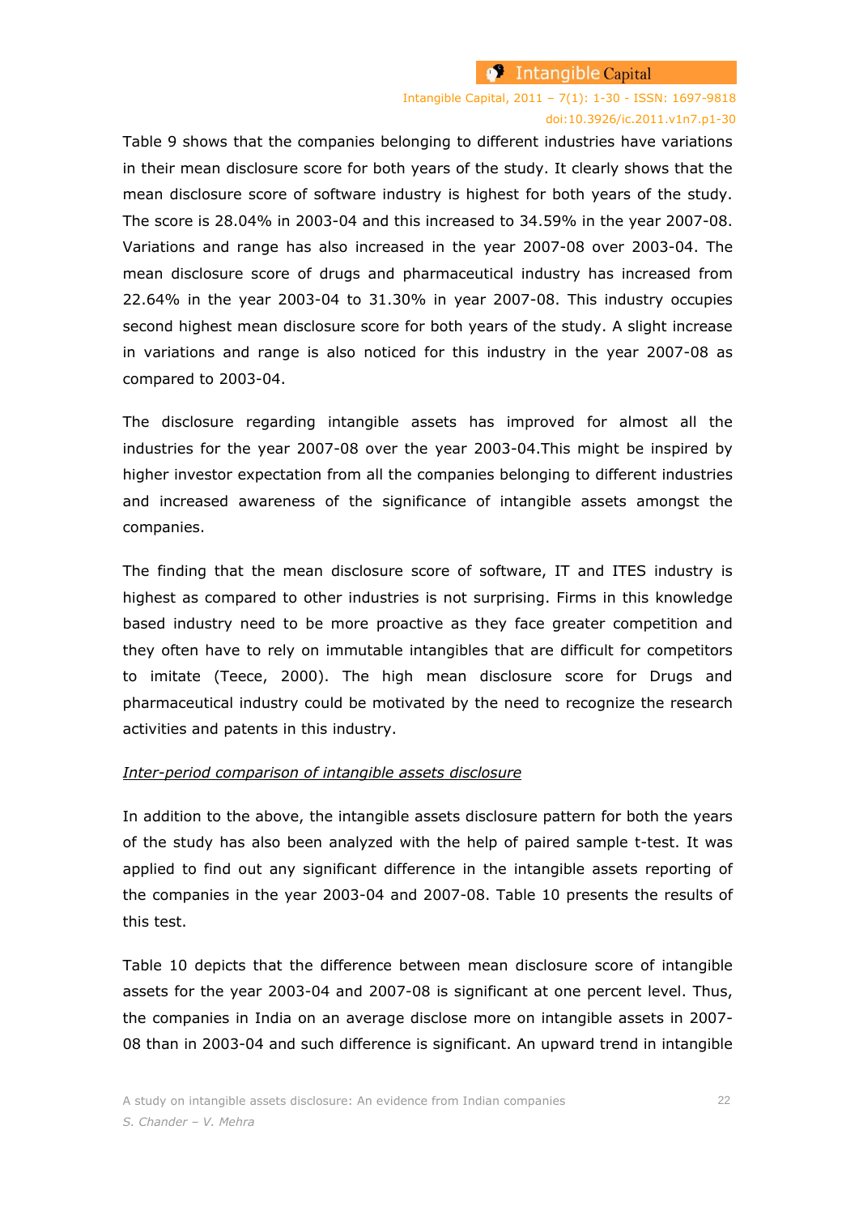Table 9 shows that the companies belonging to different industries have variations in their mean disclosure score for both years of the study. It clearly shows that the mean disclosure score of software industry is highest for both years of the study. The score is 28.04% in 2003-04 and this increased to 34.59% in the year 2007-08. Variations and range has also increased in the year 2007-08 over 2003-04. The mean disclosure score of drugs and pharmaceutical industry has increased from 22.64% in the year 2003-04 to 31.30% in year 2007-08. This industry occupies second highest mean disclosure score for both years of the study. A slight increase in variations and range is also noticed for this industry in the year 2007-08 as compared to 2003-04.

The disclosure regarding intangible assets has improved for almost all the industries for the year 2007-08 over the year 2003-04.This might be inspired by higher investor expectation from all the companies belonging to different industries and increased awareness of the significance of intangible assets amongst the companies.

The finding that the mean disclosure score of software, IT and ITES industry is highest as compared to other industries is not surprising. Firms in this knowledge based industry need to be more proactive as they face greater competition and they often have to rely on immutable intangibles that are difficult for competitors to imitate (Teece, 2000). The high mean disclosure score for Drugs and pharmaceutical industry could be motivated by the need to recognize the research activities and patents in this industry.

*Inter-period comparison of intangible assets disclosure*

In addition to the above, the intangible assets disclosure pattern for both the years of the study has also been analyzed with the help of paired sample t-test. It was applied to find out any significant difference in the intangible assets reporting of the companies in the year 2003-04 and 2007-08. Table 10 presents the results of this test.

Table 10 depicts that the difference between mean disclosure score of intangible assets for the year 2003-04 and 2007-08 is significant at one percent level. Thus, the companies in India on an average disclose more on intangible assets in 2007-08 than in 2003-04 and such difference is significant. An upward trend in intangible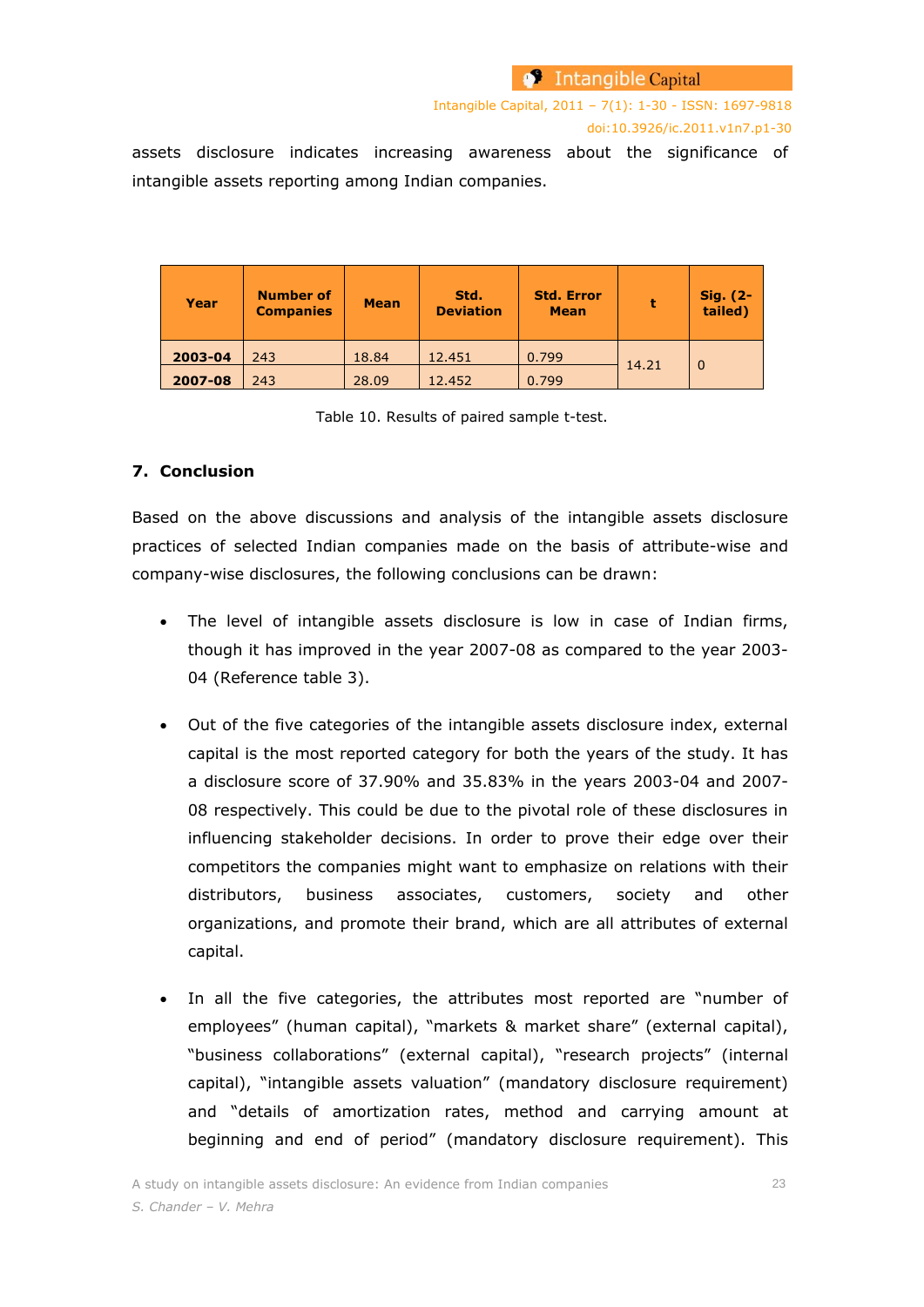assets disclosure indicates increasing awareness about the significance of intangible assets reporting among Indian companies.

| Year | Number of Companies | Mean | Std. Deviation | Std. Error Mean | t | Sig. (2-tailed) |
|---|---|---|---|---|---|---|
| **2003-04** | 243 | 18.84 | 12.451 | 0.799 | 14.21 | 0 |
| **2007-08** | 243 | 28.09 | 12.452 | 0.799 | | |

Table 10. Results of paired sample t-test.

## 7. Conclusion

Based on the above discussions and analysis of the intangible assets disclosure practices of selected Indian companies made on the basis of attribute-wise and company-wise disclosures, the following conclusions can be drawn:

- The level of intangible assets disclosure is low in case of Indian firms, though it has improved in the year 2007-08 as compared to the year 2003-04 (Reference table 3).
- Out of the five categories of the intangible assets disclosure index, external capital is the most reported category for both the years of the study. It has a disclosure score of 37.90% and 35.83% in the years 2003-04 and 2007-08 respectively. This could be due to the pivotal role of these disclosures in influencing stakeholder decisions. In order to prove their edge over their competitors the companies might want to emphasize on relations with their distributors, business associates, customers, society and other organizations, and promote their brand, which are all attributes of external capital.
- In all the five categories, the attributes most reported are "number of employees" (human capital), "markets & market share" (external capital), "business collaborations" (external capital), "research projects" (internal capital), "intangible assets valuation" (mandatory disclosure requirement) and "details of amortization rates, method and carrying amount at beginning and end of period" (mandatory disclosure requirement). This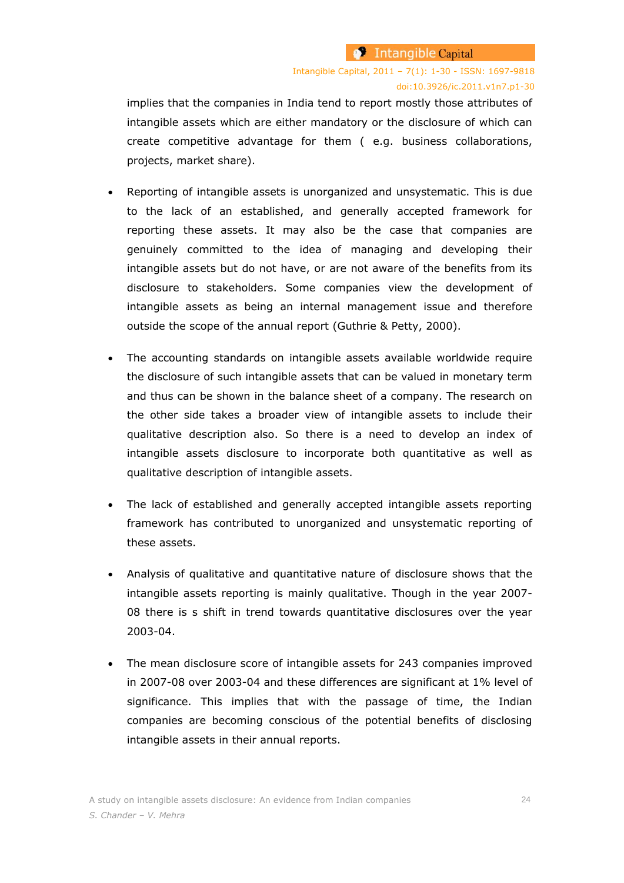implies that the companies in India tend to report mostly those attributes of intangible assets which are either mandatory or the disclosure of which can create competitive advantage for them ( e.g. business collaborations, projects, market share).

- Reporting of intangible assets is unorganized and unsystematic. This is due to the lack of an established, and generally accepted framework for reporting these assets. It may also be the case that companies are genuinely committed to the idea of managing and developing their intangible assets but do not have, or are not aware of the benefits from its disclosure to stakeholders. Some companies view the development of intangible assets as being an internal management issue and therefore outside the scope of the annual report (Guthrie & Petty, 2000).

- The accounting standards on intangible assets available worldwide require the disclosure of such intangible assets that can be valued in monetary term and thus can be shown in the balance sheet of a company. The research on the other side takes a broader view of intangible assets to include their qualitative description also. So there is a need to develop an index of intangible assets disclosure to incorporate both quantitative as well as qualitative description of intangible assets.

- The lack of established and generally accepted intangible assets reporting framework has contributed to unorganized and unsystematic reporting of these assets.

- Analysis of qualitative and quantitative nature of disclosure shows that the intangible assets reporting is mainly qualitative. Though in the year 2007-08 there is s shift in trend towards quantitative disclosures over the year 2003-04.

- The mean disclosure score of intangible assets for 243 companies improved in 2007-08 over 2003-04 and these differences are significant at 1% level of significance. This implies that with the passage of time, the Indian companies are becoming conscious of the potential benefits of disclosing intangible assets in their annual reports.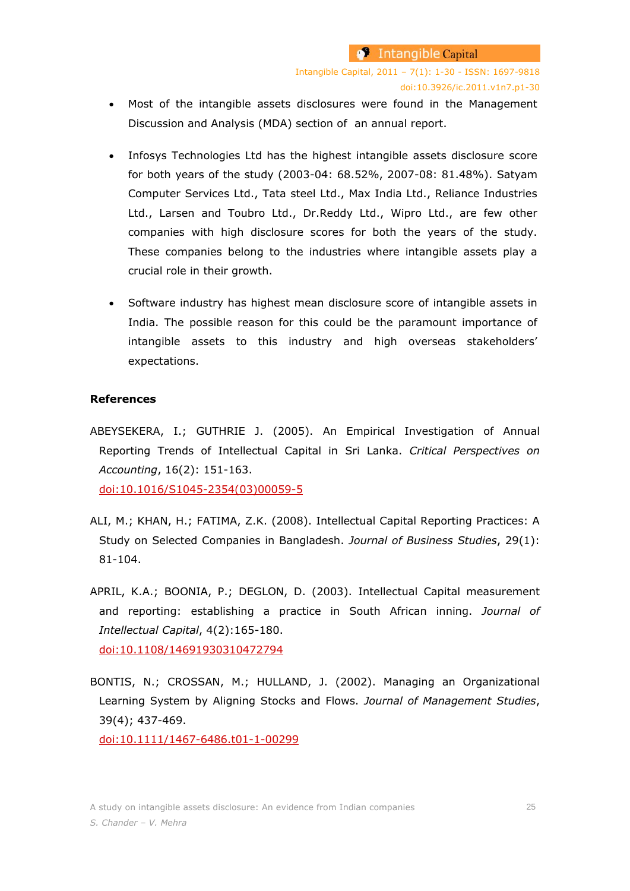- Most of the intangible assets disclosures were found in the Management Discussion and Analysis (MDA) section of an annual report.

- Infosys Technologies Ltd has the highest intangible assets disclosure score for both years of the study (2003-04: 68.52%, 2007-08: 81.48%). Satyam Computer Services Ltd., Tata steel Ltd., Max India Ltd., Reliance Industries Ltd., Larsen and Toubro Ltd., Dr.Reddy Ltd., Wipro Ltd., are few other companies with high disclosure scores for both the years of the study. These companies belong to the industries where intangible assets play a crucial role in their growth.

- Software industry has highest mean disclosure score of intangible assets in India. The possible reason for this could be the paramount importance of intangible assets to this industry and high overseas stakeholders' expectations.

**References**

ABEYSEKERA, I.; GUTHRIE J. (2005). An Empirical Investigation of Annual Reporting Trends of Intellectual Capital in Sri Lanka. *Critical Perspectives on Accounting*, 16(2): 151-163.
doi:10.1016/S1045-2354(03)00059-5

ALI, M.; KHAN, H.; FATIMA, Z.K. (2008). Intellectual Capital Reporting Practices: A Study on Selected Companies in Bangladesh. *Journal of Business Studies*, 29(1): 81-104.

APRIL, K.A.; BOONIA, P.; DEGLON, D. (2003). Intellectual Capital measurement and reporting: establishing a practice in South African inning. *Journal of Intellectual Capital*, 4(2):165-180.
doi:10.1108/14691930310472794

BONTIS, N.; CROSSAN, M.; HULLAND, J. (2002). Managing an Organizational Learning System by Aligning Stocks and Flows. *Journal of Management Studies*, 39(4); 437-469.
doi:10.1111/1467-6486.t01-1-00299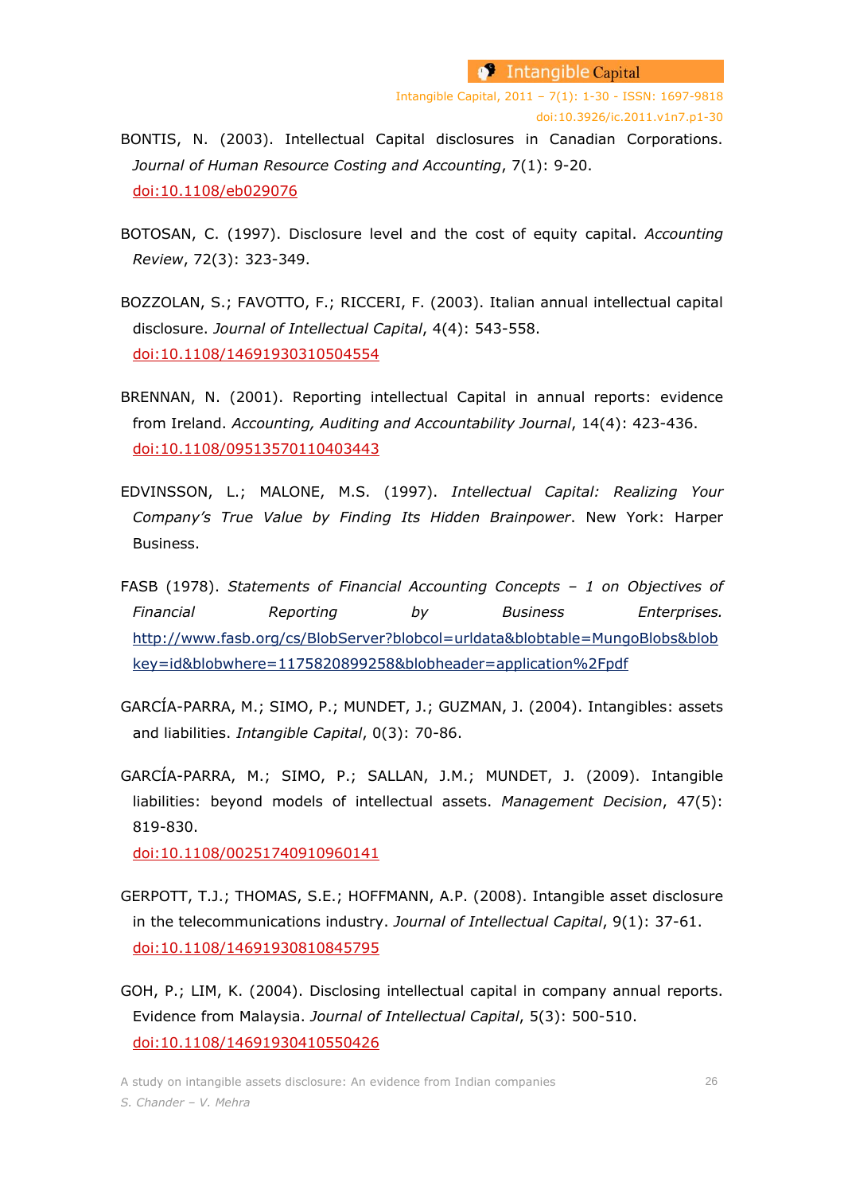BONTIS, N. (2003). Intellectual Capital disclosures in Canadian Corporations. *Journal of Human Resource Costing and Accounting*, 7(1): 9-20. doi:10.1108/eb029076

BOTOSAN, C. (1997). Disclosure level and the cost of equity capital. *Accounting Review*, 72(3): 323-349.

BOZZOLAN, S.; FAVOTTO, F.; RICCERI, F. (2003). Italian annual intellectual capital disclosure. *Journal of Intellectual Capital*, 4(4): 543-558. doi:10.1108/14691930310504554

BRENNAN, N. (2001). Reporting intellectual Capital in annual reports: evidence from Ireland. *Accounting, Auditing and Accountability Journal*, 14(4): 423-436. doi:10.1108/09513570110403443

EDVINSSON, L.; MALONE, M.S. (1997). *Intellectual Capital: Realizing Your Company's True Value by Finding Its Hidden Brainpower*. New York: Harper Business.

FASB (1978). *Statements of Financial Accounting Concepts – 1 on Objectives of Financial Reporting by Business Enterprises.* http://www.fasb.org/cs/BlobServer?blobcol=urldata&blobtable=MungoBlobs&blobkey=id&blobwhere=1175820899258&blobheader=application%2Fpdf

GARCÍA-PARRA, M.; SIMO, P.; MUNDET, J.; GUZMAN, J. (2004). Intangibles: assets and liabilities. *Intangible Capital*, 0(3): 70-86.

GARCÍA-PARRA, M.; SIMO, P.; SALLAN, J.M.; MUNDET, J. (2009). Intangible liabilities: beyond models of intellectual assets. *Management Decision*, 47(5): 819-830. doi:10.1108/00251740910960141

GERPOTT, T.J.; THOMAS, S.E.; HOFFMANN, A.P. (2008). Intangible asset disclosure in the telecommunications industry. *Journal of Intellectual Capital*, 9(1): 37-61. doi:10.1108/14691930810845795

GOH, P.; LIM, K. (2004). Disclosing intellectual capital in company annual reports. Evidence from Malaysia. *Journal of Intellectual Capital*, 5(3): 500-510. doi:10.1108/14691930410550426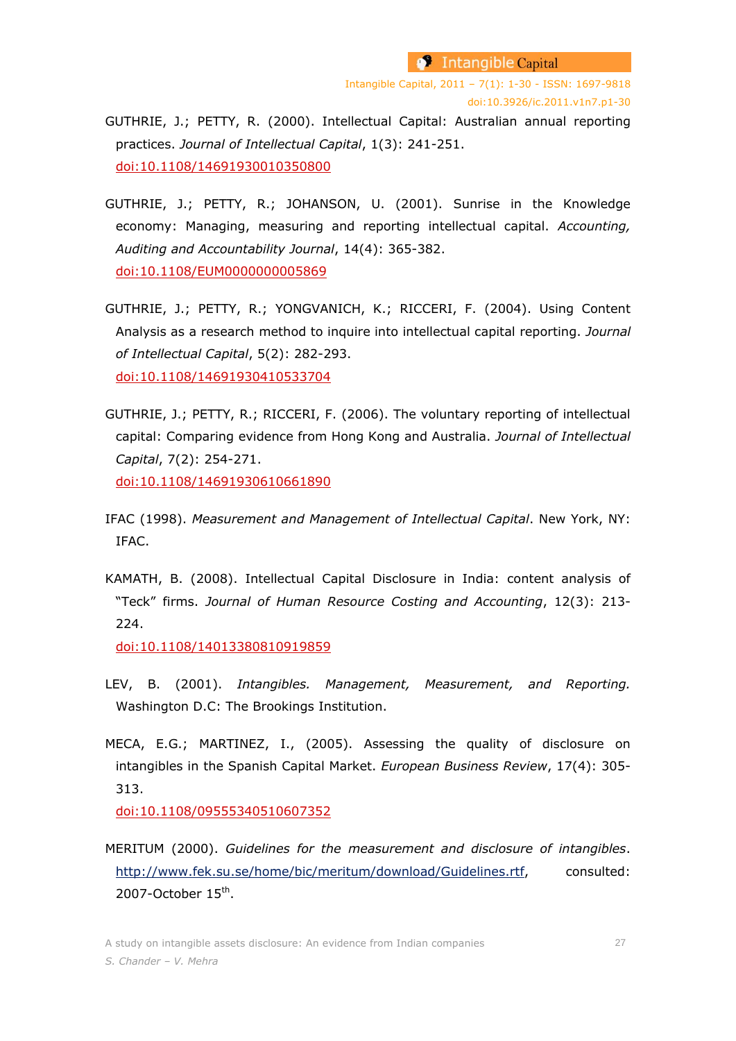GUTHRIE, J.; PETTY, R. (2000). Intellectual Capital: Australian annual reporting practices. *Journal of Intellectual Capital*, 1(3): 241-251. doi:10.1108/14691930010350800

GUTHRIE, J.; PETTY, R.; JOHANSON, U. (2001). Sunrise in the Knowledge economy: Managing, measuring and reporting intellectual capital. *Accounting, Auditing and Accountability Journal*, 14(4): 365-382. doi:10.1108/EUM0000000005869

GUTHRIE, J.; PETTY, R.; YONGVANICH, K.; RICCERI, F. (2004). Using Content Analysis as a research method to inquire into intellectual capital reporting. *Journal of Intellectual Capital*, 5(2): 282-293. doi:10.1108/14691930410533704

GUTHRIE, J.; PETTY, R.; RICCERI, F. (2006). The voluntary reporting of intellectual capital: Comparing evidence from Hong Kong and Australia. *Journal of Intellectual Capital*, 7(2): 254-271. doi:10.1108/14691930610661890

IFAC (1998). *Measurement and Management of Intellectual Capital*. New York, NY: IFAC.

KAMATH, B. (2008). Intellectual Capital Disclosure in India: content analysis of "Teck" firms. *Journal of Human Resource Costing and Accounting*, 12(3): 213-224. doi:10.1108/14013380810919859

LEV, B. (2001). *Intangibles. Management, Measurement, and Reporting.* Washington D.C: The Brookings Institution.

MECA, E.G.; MARTINEZ, I., (2005). Assessing the quality of disclosure on intangibles in the Spanish Capital Market. *European Business Review*, 17(4): 305-313. doi:10.1108/09555340510607352

MERITUM (2000). *Guidelines for the measurement and disclosure of intangibles*. http://www.fek.su.se/home/bic/meritum/download/Guidelines.rtf, consulted: 2007-October 15th.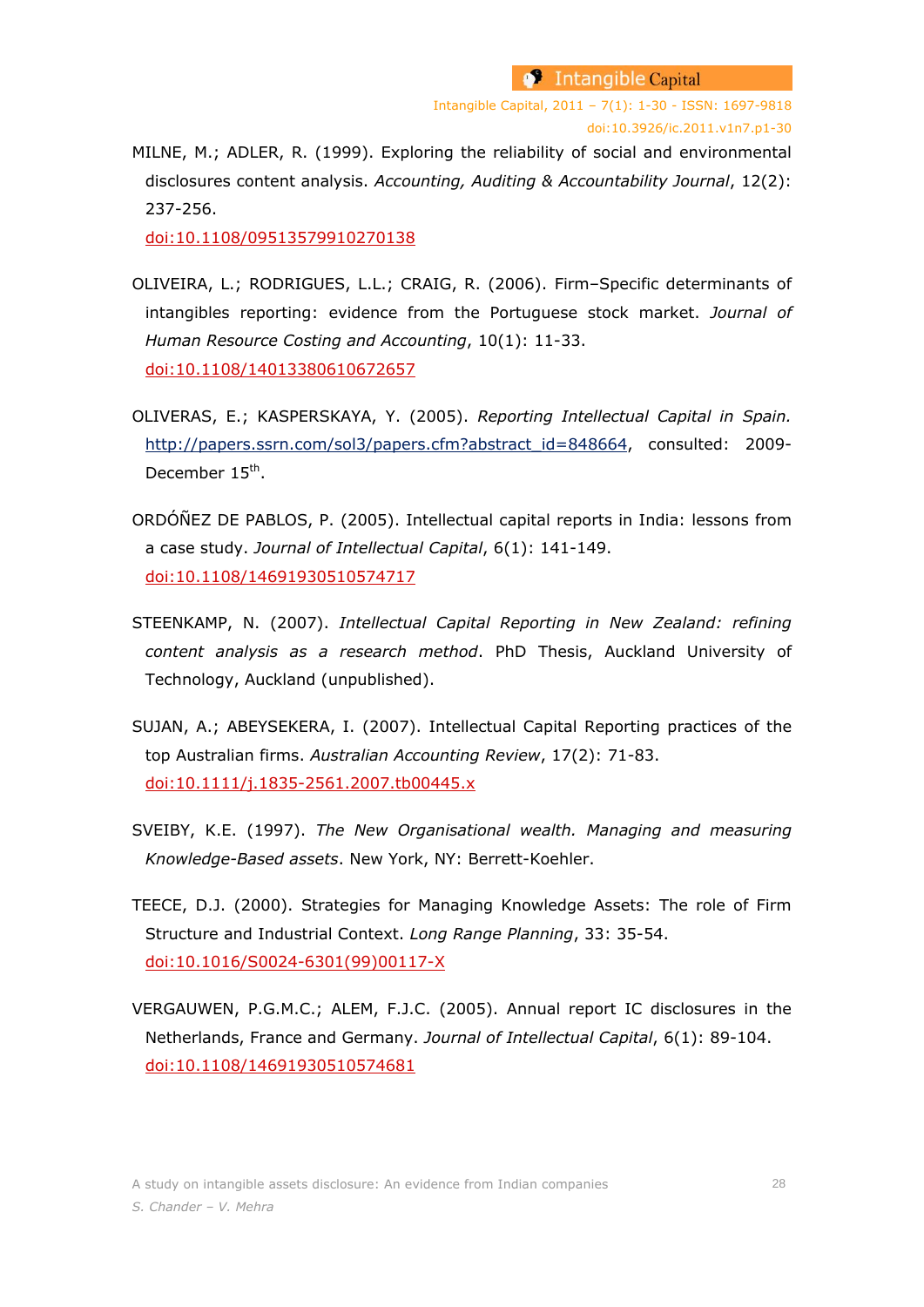MILNE, M.; ADLER, R. (1999). Exploring the reliability of social and environmental disclosures content analysis. *Accounting, Auditing & Accountability Journal*, 12(2): 237-256.
doi:10.1108/09513579910270138

OLIVEIRA, L.; RODRIGUES, L.L.; CRAIG, R. (2006). Firm–Specific determinants of intangibles reporting: evidence from the Portuguese stock market. *Journal of Human Resource Costing and Accounting*, 10(1): 11-33.
doi:10.1108/14013380610672657

OLIVERAS, E.; KASPERSKAYA, Y. (2005). *Reporting Intellectual Capital in Spain.* http://papers.ssrn.com/sol3/papers.cfm?abstract_id=848664, consulted: 2009-December 15th.

ORDÓÑEZ DE PABLOS, P. (2005). Intellectual capital reports in India: lessons from a case study. *Journal of Intellectual Capital*, 6(1): 141-149.
doi:10.1108/14691930510574717

STEENKAMP, N. (2007). *Intellectual Capital Reporting in New Zealand: refining content analysis as a research method*. PhD Thesis, Auckland University of Technology, Auckland (unpublished).

SUJAN, A.; ABEYSEKERA, I. (2007). Intellectual Capital Reporting practices of the top Australian firms. *Australian Accounting Review*, 17(2): 71-83.
doi:10.1111/j.1835-2561.2007.tb00445.x

SVEIBY, K.E. (1997). *The New Organisational wealth. Managing and measuring Knowledge-Based assets*. New York, NY: Berrett-Koehler.

TEECE, D.J. (2000). Strategies for Managing Knowledge Assets: The role of Firm Structure and Industrial Context. *Long Range Planning*, 33: 35-54.
doi:10.1016/S0024-6301(99)00117-X

VERGAUWEN, P.G.M.C.; ALEM, F.J.C. (2005). Annual report IC disclosures in the Netherlands, France and Germany. *Journal of Intellectual Capital*, 6(1): 89-104.
doi:10.1108/14691930510574681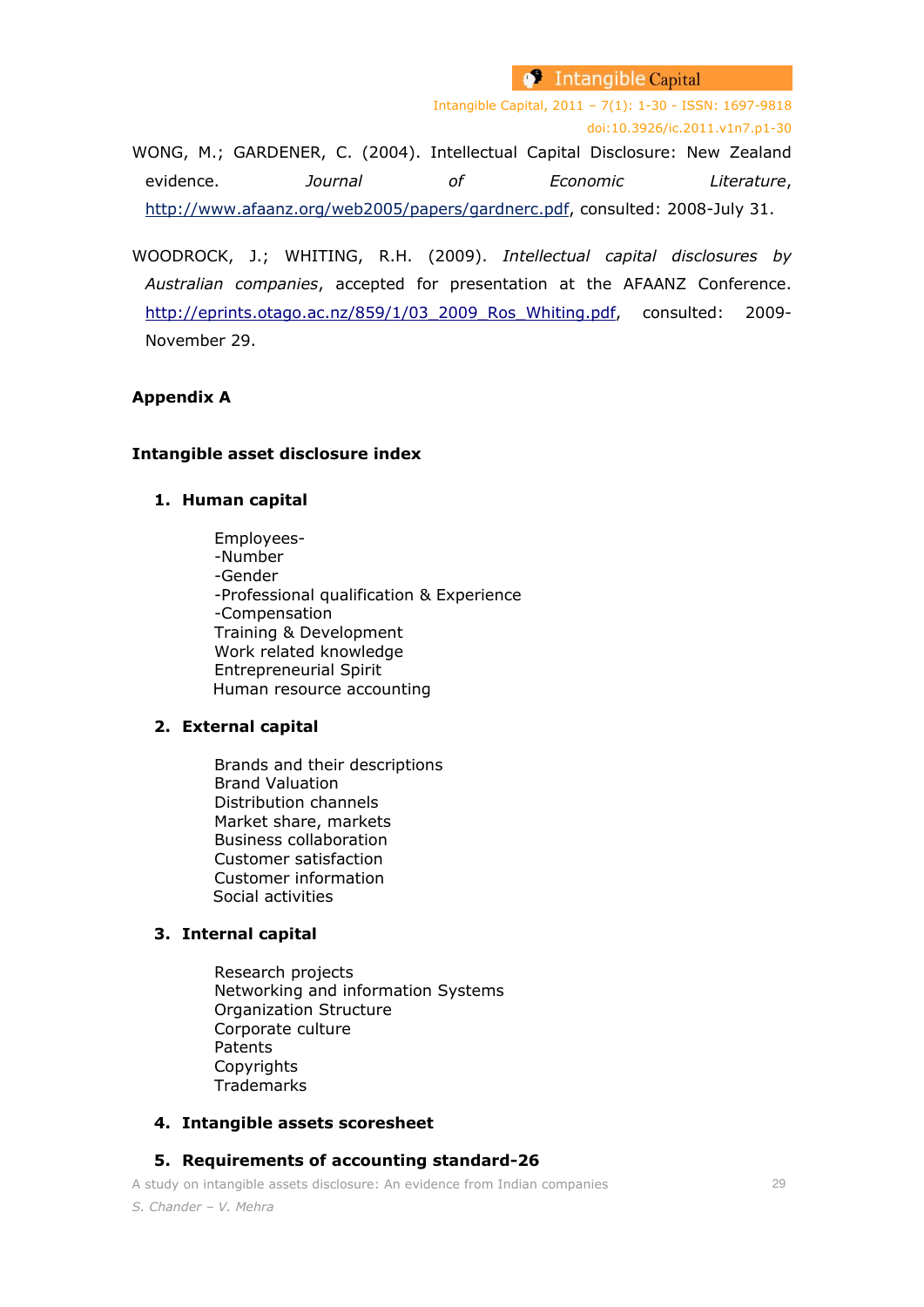WONG, M.; GARDENER, C. (2004). Intellectual Capital Disclosure: New Zealand evidence. *Journal of Economic Literature*, http://www.afaanz.org/web2005/papers/gardnerc.pdf, consulted: 2008-July 31.

WOODROCK, J.; WHITING, R.H. (2009). *Intellectual capital disclosures by Australian companies*, accepted for presentation at the AFAANZ Conference. http://eprints.otago.ac.nz/859/1/03_2009_Ros_Whiting.pdf, consulted: 2009-November 29.

## Appendix A

### Intangible asset disclosure index

1. **Human capital**

   Employees-
   -Number
   -Gender
   -Professional qualification & Experience
   -Compensation
   Training & Development
   Work related knowledge
   Entrepreneurial Spirit
   Human resource accounting

2. **External capital**

   Brands and their descriptions
   Brand Valuation
   Distribution channels
   Market share, markets
   Business collaboration
   Customer satisfaction
   Customer information
   Social activities

3. **Internal capital**

   Research projects
   Networking and information Systems
   Organization Structure
   Corporate culture
   Patents
   Copyrights
   Trademarks

4. **Intangible assets scoresheet**

5. **Requirements of accounting standard-26**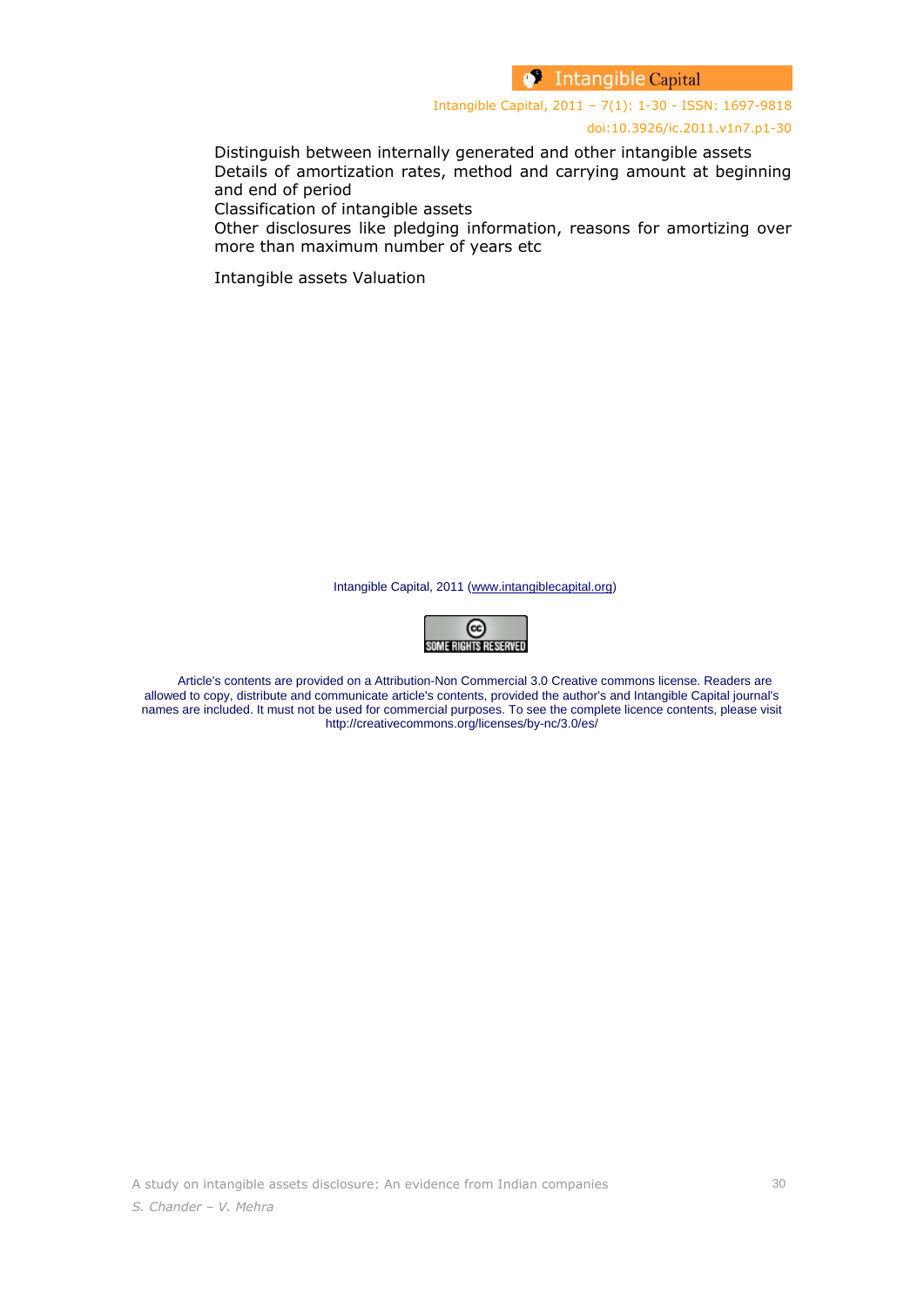Distinguish between internally generated and other intangible assets
Details of amortization rates, method and carrying amount at beginning and end of period
Classification of intangible assets
Other disclosures like pledging information, reasons for amortizing over more than maximum number of years etc

Intangible assets Valuation

Intangible Capital, 2011 (www.intangiblecapital.org)

SOME RIGHTS RESERVED

Article's contents are provided on a Attribution-Non Commercial 3.0 Creative commons license. Readers are allowed to copy, distribute and communicate article's contents, provided the author's and Intangible Capital journal's names are included. It must not be used for commercial purposes. To see the complete licence contents, please visit http://creativecommons.org/licenses/by-nc/3.0/es/